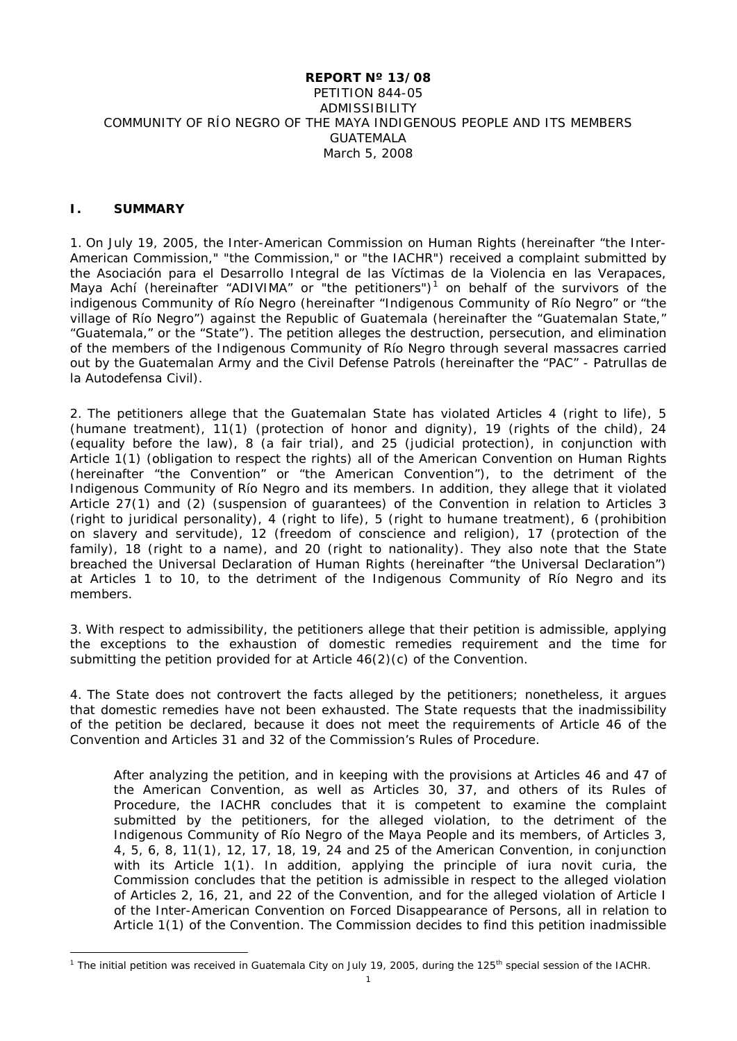**REPORT Nº 13/08**
PETITION 844-05
ADMISSIBILITY
COMMUNITY OF RÍO NEGRO OF THE MAYA INDIGENOUS PEOPLE AND ITS MEMBERS
GUATEMALA
March 5, 2008

## I. SUMMARY

1. On July 19, 2005, the Inter-American Commission on Human Rights (hereinafter "the Inter-American Commission," "the Commission," or "the IACHR") received a complaint submitted by the Asociación para el Desarrollo Integral de las Víctimas de la Violencia en las Verapaces, Maya Achí (hereinafter "ADIVIMA" or "the petitioners")[1] on behalf of the survivors of the indigenous Community of Río Negro (hereinafter "Indigenous Community of Río Negro" or "the village of Río Negro") against the Republic of Guatemala (hereinafter the "Guatemalan State," "Guatemala," or the "State"). The petition alleges the destruction, persecution, and elimination of the members of the Indigenous Community of Río Negro through several massacres carried out by the Guatemalan Army and the Civil Defense Patrols (hereinafter the "PAC" - Patrullas de la Autodefensa Civil).

2. The petitioners allege that the Guatemalan State has violated Articles 4 (right to life), 5 (humane treatment), 11(1) (protection of honor and dignity), 19 (rights of the child), 24 (equality before the law), 8 (a fair trial), and 25 (judicial protection), in conjunction with Article 1(1) (obligation to respect the rights) all of the American Convention on Human Rights (hereinafter "the Convention" or "the American Convention"), to the detriment of the Indigenous Community of Río Negro and its members. In addition, they allege that it violated Article 27(1) and (2) (suspension of guarantees) of the Convention in relation to Articles 3 (right to juridical personality), 4 (right to life), 5 (right to humane treatment), 6 (prohibition on slavery and servitude), 12 (freedom of conscience and religion), 17 (protection of the family), 18 (right to a name), and 20 (right to nationality). They also note that the State breached the Universal Declaration of Human Rights (hereinafter "the Universal Declaration") at Articles 1 to 10, to the detriment of the Indigenous Community of Río Negro and its members.

3. With respect to admissibility, the petitioners allege that their petition is admissible, applying the exceptions to the exhaustion of domestic remedies requirement and the time for submitting the petition provided for at Article 46(2)(c) of the Convention.

4. The State does not controvert the facts alleged by the petitioners; nonetheless, it argues that domestic remedies have not been exhausted. The State requests that the inadmissibility of the petition be declared, because it does not meet the requirements of Article 46 of the Convention and Articles 31 and 32 of the Commission's Rules of Procedure.

> After analyzing the petition, and in keeping with the provisions at Articles 46 and 47 of the American Convention, as well as Articles 30, 37, and others of its Rules of Procedure, the IACHR concludes that it is competent to examine the complaint submitted by the petitioners, for the alleged violation, to the detriment of the Indigenous Community of Río Negro of the Maya People and its members, of Articles 3, 4, 5, 6, 8, 11(1), 12, 17, 18, 19, 24 and 25 of the American Convention, in conjunction with its Article 1(1). In addition, applying the principle of iura novit curia, the Commission concludes that the petition is admissible in respect to the alleged violation of Articles 2, 16, 21, and 22 of the Convention, and for the alleged violation of Article I of the Inter-American Convention on Forced Disappearance of Persons, all in relation to Article 1(1) of the Convention. The Commission decides to find this petition inadmissible

---

[1] The initial petition was received in Guatemala City on July 19, 2005, during the 125th special session of the IACHR.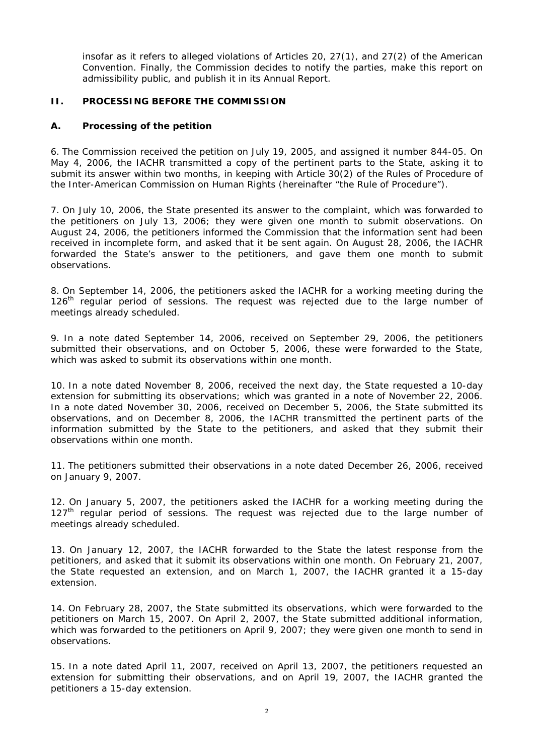insofar as it refers to alleged violations of Articles 20, 27(1), and 27(2) of the American Convention. Finally, the Commission decides to notify the parties, make this report on admissibility public, and publish it in its Annual Report.

## II. PROCESSING BEFORE THE COMMISSION

### A. Processing of the petition

6. The Commission received the petition on July 19, 2005, and assigned it number 844-05. On May 4, 2006, the IACHR transmitted a copy of the pertinent parts to the State, asking it to submit its answer within two months, in keeping with Article 30(2) of the Rules of Procedure of the Inter-American Commission on Human Rights (hereinafter "the Rule of Procedure").

7. On July 10, 2006, the State presented its answer to the complaint, which was forwarded to the petitioners on July 13, 2006; they were given one month to submit observations. On August 24, 2006, the petitioners informed the Commission that the information sent had been received in incomplete form, and asked that it be sent again. On August 28, 2006, the IACHR forwarded the State's answer to the petitioners, and gave them one month to submit observations.

8. On September 14, 2006, the petitioners asked the IACHR for a working meeting during the 126th regular period of sessions. The request was rejected due to the large number of meetings already scheduled.

9. In a note dated September 14, 2006, received on September 29, 2006, the petitioners submitted their observations, and on October 5, 2006, these were forwarded to the State, which was asked to submit its observations within one month.

10. In a note dated November 8, 2006, received the next day, the State requested a 10-day extension for submitting its observations; which was granted in a note of November 22, 2006. In a note dated November 30, 2006, received on December 5, 2006, the State submitted its observations, and on December 8, 2006, the IACHR transmitted the pertinent parts of the information submitted by the State to the petitioners, and asked that they submit their observations within one month.

11. The petitioners submitted their observations in a note dated December 26, 2006, received on January 9, 2007.

12. On January 5, 2007, the petitioners asked the IACHR for a working meeting during the 127th regular period of sessions. The request was rejected due to the large number of meetings already scheduled.

13. On January 12, 2007, the IACHR forwarded to the State the latest response from the petitioners, and asked that it submit its observations within one month. On February 21, 2007, the State requested an extension, and on March 1, 2007, the IACHR granted it a 15-day extension.

14. On February 28, 2007, the State submitted its observations, which were forwarded to the petitioners on March 15, 2007. On April 2, 2007, the State submitted additional information, which was forwarded to the petitioners on April 9, 2007; they were given one month to send in observations.

15. In a note dated April 11, 2007, received on April 13, 2007, the petitioners requested an extension for submitting their observations, and on April 19, 2007, the IACHR granted the petitioners a 15-day extension.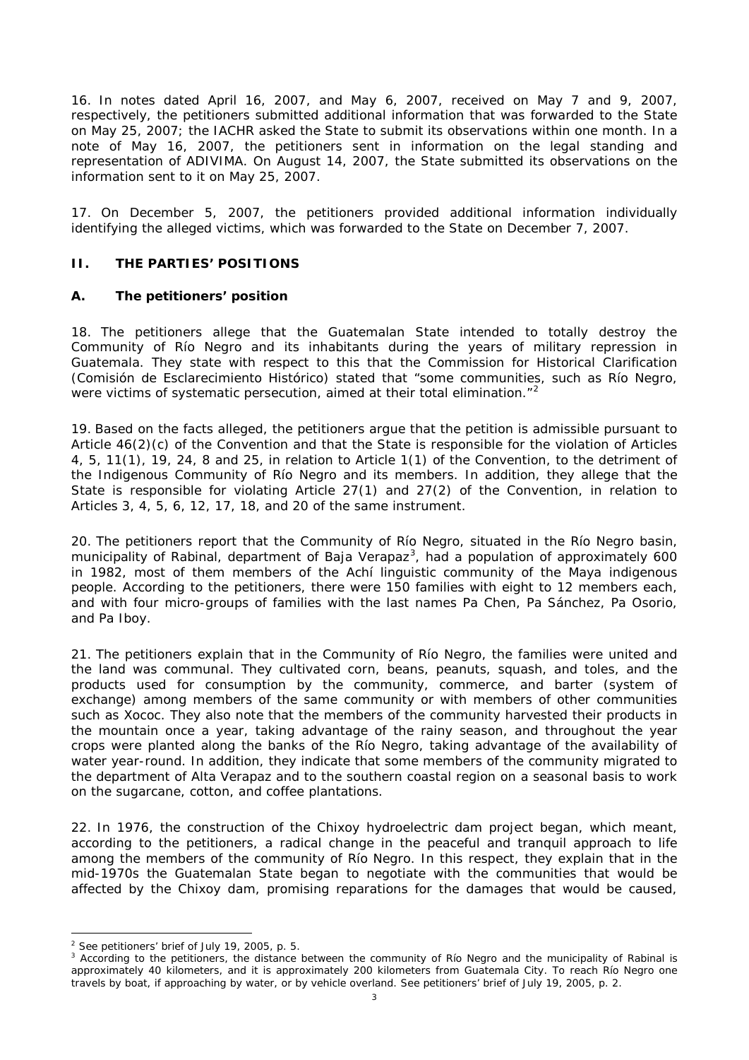16. In notes dated April 16, 2007, and May 6, 2007, received on May 7 and 9, 2007, respectively, the petitioners submitted additional information that was forwarded to the State on May 25, 2007; the IACHR asked the State to submit its observations within one month. In a note of May 16, 2007, the petitioners sent in information on the legal standing and representation of ADIVIMA. On August 14, 2007, the State submitted its observations on the information sent to it on May 25, 2007.

17. On December 5, 2007, the petitioners provided additional information individually identifying the alleged victims, which was forwarded to the State on December 7, 2007.

## II. THE PARTIES' POSITIONS

### A. The petitioners' position

18. The petitioners allege that the Guatemalan State intended to totally destroy the Community of Río Negro and its inhabitants during the years of military repression in Guatemala. They state with respect to this that the Commission for Historical Clarification (*Comisión de Esclarecimiento Histórico*) stated that "some communities, such as Río Negro, were victims of systematic persecution, aimed at their total elimination."[2]

19. Based on the facts alleged, the petitioners argue that the petition is admissible pursuant to Article 46(2)(c) of the Convention and that the State is responsible for the violation of Articles 4, 5, 11(1), 19, 24, 8 and 25, in relation to Article 1(1) of the Convention, to the detriment of the Indigenous Community of Río Negro and its members. In addition, they allege that the State is responsible for violating Article 27(1) and 27(2) of the Convention, in relation to Articles 3, 4, 5, 6, 12, 17, 18, and 20 of the same instrument.

20. The petitioners report that the Community of Río Negro, situated in the Río Negro basin, municipality of Rabinal, department of Baja Verapaz[3], had a population of approximately 600 in 1982, most of them members of the Achí linguistic community of the Maya indigenous people. According to the petitioners, there were 150 families with eight to 12 members each, and with four micro-groups of families with the last names Pa Chen, Pa Sánchez, Pa Osorio, and Pa Iboy.

21. The petitioners explain that in the Community of Río Negro, the families were united and the land was communal. They cultivated corn, beans, peanuts, squash, and toles, and the products used for consumption by the community, commerce, and barter (system of exchange) among members of the same community or with members of other communities such as Xococ. They also note that the members of the community harvested their products in the mountain once a year, taking advantage of the rainy season, and throughout the year crops were planted along the banks of the Río Negro, taking advantage of the availability of water year-round. In addition, they indicate that some members of the community migrated to the department of Alta Verapaz and to the southern coastal region on a seasonal basis to work on the sugarcane, cotton, and coffee plantations.

22. In 1976, the construction of the Chixoy hydroelectric dam project began, which meant, according to the petitioners, a radical change in the peaceful and tranquil approach to life among the members of the community of Río Negro. In this respect, they explain that in the mid-1970s the Guatemalan State began to negotiate with the communities that would be affected by the Chixoy dam, promising reparations for the damages that would be caused,

---

[2] See petitioners' brief of July 19, 2005, p. 5.

[3] According to the petitioners, the distance between the community of Río Negro and the municipality of Rabinal is approximately 40 kilometers, and it is approximately 200 kilometers from Guatemala City. To reach Río Negro one travels by boat, if approaching by water, or by vehicle overland. See petitioners' brief of July 19, 2005, p. 2.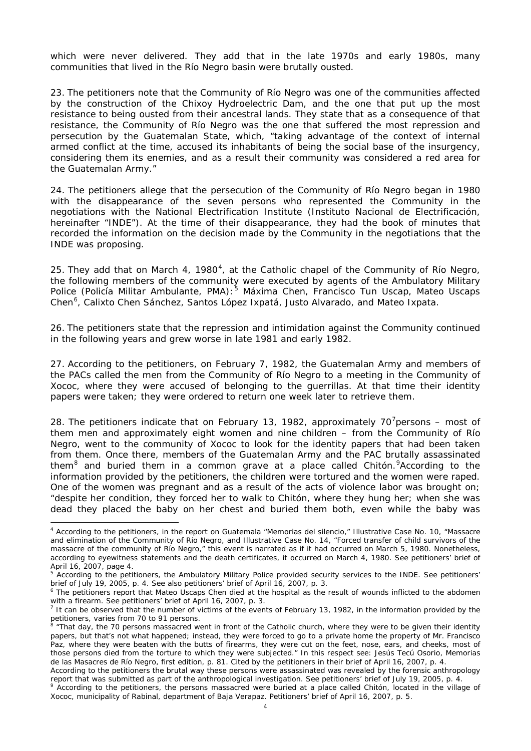which were never delivered. They add that in the late 1970s and early 1980s, many communities that lived in the Río Negro basin were brutally ousted.

23. The petitioners note that the Community of Río Negro was one of the communities affected by the construction of the Chixoy Hydroelectric Dam, and the one that put up the most resistance to being ousted from their ancestral lands. They state that as a consequence of that resistance, the Community of Río Negro was the one that suffered the most repression and persecution by the Guatemalan State, which, "taking advantage of the context of internal armed conflict at the time, accused its inhabitants of being the social base of the insurgency, considering them its enemies, and as a result their community was considered a red area for the Guatemalan Army."

24. The petitioners allege that the persecution of the Community of Río Negro began in 1980 with the disappearance of the seven persons who represented the Community in the negotiations with the National Electrification Institute (*Instituto Nacional de Electrificación*, hereinafter "INDE"). At the time of their disappearance, they had the book of minutes that recorded the information on the decision made by the Community in the negotiations that the INDE was proposing.

25. They add that on March 4, 1980[4], at the Catholic chapel of the Community of Río Negro, the following members of the community were executed by agents of the Ambulatory Military Police (*Policía Militar Ambulante*, PMA):[5] Máxima Chen, Francisco Tun Uscap, Mateo Uscaps Chen[6], Calixto Chen Sánchez, Santos López Ixpatá, Justo Alvarado, and Mateo Ixpata.

26. The petitioners state that the repression and intimidation against the Community continued in the following years and grew worse in late 1981 and early 1982.

27. According to the petitioners, on February 7, 1982, the Guatemalan Army and members of the PACs called the men from the Community of Río Negro to a meeting in the Community of Xococ, where they were accused of belonging to the guerrillas. At that time their identity papers were taken; they were ordered to return one week later to retrieve them.

28. The petitioners indicate that on February 13, 1982, approximately 70[7]persons – most of them men and approximately eight women and nine children – from the Community of Río Negro, went to the community of Xococ to look for the identity papers that had been taken from them. Once there, members of the Guatemalan Army and the PAC brutally assassinated them[8] and buried them in a common grave at a place called Chitón.[9]According to the information provided by the petitioners, the children were tortured and the women were raped. One of the women was pregnant and as a result of the acts of violence labor was brought on; "despite her condition, they forced her to walk to Chitón, where they hung her; when she was dead they placed the baby on her chest and buried them both, even while the baby was

---

[4] According to the petitioners, in the report on Guatemala "Memorias del silencio," Illustrative Case No. 10, "Massacre and elimination of the Community of Río Negro, and Illustrative Case No. 14, "Forced transfer of child survivors of the massacre of the community of Río Negro," this event is narrated as if it had occurred on March 5, 1980. Nonetheless, according to eyewitness statements and the death certificates, it occurred on March 4, 1980. See petitioners' brief of April 16, 2007, page 4.

[5] According to the petitioners, the Ambulatory Military Police provided security services to the INDE. See petitioners' brief of July 19, 2005, p. 4. See also petitioners' brief of April 16, 2007, p. 3.

[6] The petitioners report that Mateo Uscaps Chen died at the hospital as the result of wounds inflicted to the abdomen with a firearm. See petitioners' brief of April 16, 2007, p. 3.

[7] It can be observed that the number of victims of the events of February 13, 1982, in the information provided by the petitioners, varies from 70 to 91 persons.

[8] "That day, the 70 persons massacred went in front of the Catholic church, where they were to be given their identity papers, but that's not what happened; instead, they were forced to go to a private home the property of Mr. Francisco Paz, where they were beaten with the butts of firearms, they were cut on the feet, nose, ears, and cheeks, most of those persons died from the torture to which they were subjected." In this respect see: Jesús Tecú Osorio, Memorias de las Masacres de Río Negro, first edition, p. 81. Cited by the petitioners in their brief of April 16, 2007, p. 4.

According to the petitioners the brutal way these persons were assassinated was revealed by the forensic anthropology report that was submitted as part of the anthropological investigation. See petitioners' brief of July 19, 2005, p. 4.

[9] According to the petitioners, the persons massacred were buried at a place called Chitón, located in the village of Xococ, municipality of Rabinal, department of Baja Verapaz. Petitioners' brief of April 16, 2007, p. 5.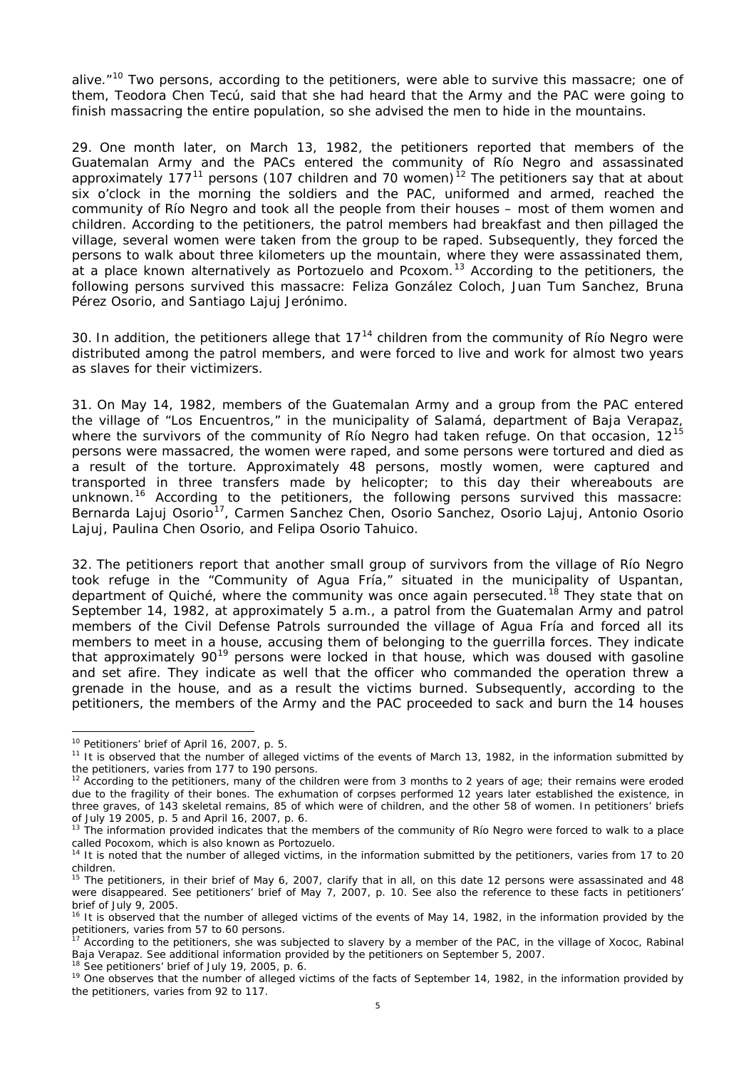alive."[10] Two persons, according to the petitioners, were able to survive this massacre; one of them, Teodora Chen Tecú, said that she had heard that the Army and the PAC were going to finish massacring the entire population, so she advised the men to hide in the mountains.

29. One month later, on March 13, 1982, the petitioners reported that members of the Guatemalan Army and the PACs entered the community of Río Negro and assassinated approximately 177[11] persons (107 children and 70 women)[12] The petitioners say that at about six o'clock in the morning the soldiers and the PAC, uniformed and armed, reached the community of Río Negro and took all the people from their houses – most of them women and children. According to the petitioners, the patrol members had breakfast and then pillaged the village, several women were taken from the group to be raped. Subsequently, they forced the persons to walk about three kilometers up the mountain, where they were assassinated them, at a place known alternatively as Portozuelo and Pcoxom.[13] According to the petitioners, the following persons survived this massacre: Feliza González Coloch, Juan Tum Sanchez, Bruna Pérez Osorio, and Santiago Lajuj Jerónimo.

30. In addition, the petitioners allege that 17[14] children from the community of Río Negro were distributed among the patrol members, and were forced to live and work for almost two years as slaves for their victimizers.

31. On May 14, 1982, members of the Guatemalan Army and a group from the PAC entered the village of "Los Encuentros," in the municipality of Salamá, department of Baja Verapaz, where the survivors of the community of Río Negro had taken refuge. On that occasion, 12[15] persons were massacred, the women were raped, and some persons were tortured and died as a result of the torture. Approximately 48 persons, mostly women, were captured and transported in three transfers made by helicopter; to this day their whereabouts are unknown.[16] According to the petitioners, the following persons survived this massacre: Bernarda Lajuj Osorio[17], Carmen Sanchez Chen, Osorio Sanchez, Osorio Lajuj, Antonio Osorio Lajuj, Paulina Chen Osorio, and Felipa Osorio Tahuico.

32. The petitioners report that another small group of survivors from the village of Río Negro took refuge in the "Community of Agua Fría," situated in the municipality of Uspantan, department of Quiché, where the community was once again persecuted.[18] They state that on September 14, 1982, at approximately 5 a.m., a patrol from the Guatemalan Army and patrol members of the Civil Defense Patrols surrounded the village of Agua Fría and forced all its members to meet in a house, accusing them of belonging to the guerrilla forces. They indicate that approximately 90[19] persons were locked in that house, which was doused with gasoline and set afire. They indicate as well that the officer who commanded the operation threw a grenade in the house, and as a result the victims burned. Subsequently, according to the petitioners, the members of the Army and the PAC proceeded to sack and burn the 14 houses

---

[10] Petitioners' brief of April 16, 2007, p. 5.

[11] It is observed that the number of alleged victims of the events of March 13, 1982, in the information submitted by the petitioners, varies from 177 to 190 persons.

[12] According to the petitioners, many of the children were from 3 months to 2 years of age; their remains were eroded due to the fragility of their bones. The exhumation of corpses performed 12 years later established the existence, in three graves, of 143 skeletal remains, 85 of which were of children, and the other 58 of women. In petitioners' briefs of July 19 2005, p. 5 and April 16, 2007, p. 6.

[13] The information provided indicates that the members of the community of Río Negro were forced to walk to a place called Pocoxom, which is also known as Portozuelo.

[14] It is noted that the number of alleged victims, in the information submitted by the petitioners, varies from 17 to 20 children.

[15] The petitioners, in their brief of May 6, 2007, clarify that in all, on this date 12 persons were assassinated and 48 were disappeared. See petitioners' brief of May 7, 2007, p. 10. See also the reference to these facts in petitioners' brief of July 9, 2005.

[16] It is observed that the number of alleged victims of the events of May 14, 1982, in the information provided by the petitioners, varies from 57 to 60 persons.

[17] According to the petitioners, she was subjected to slavery by a member of the PAC, in the village of Xococ, Rabinal Baja Verapaz. See additional information provided by the petitioners on September 5, 2007.

[18] See petitioners' brief of July 19, 2005, p. 6.

[19] One observes that the number of alleged victims of the facts of September 14, 1982, in the information provided by the petitioners, varies from 92 to 117.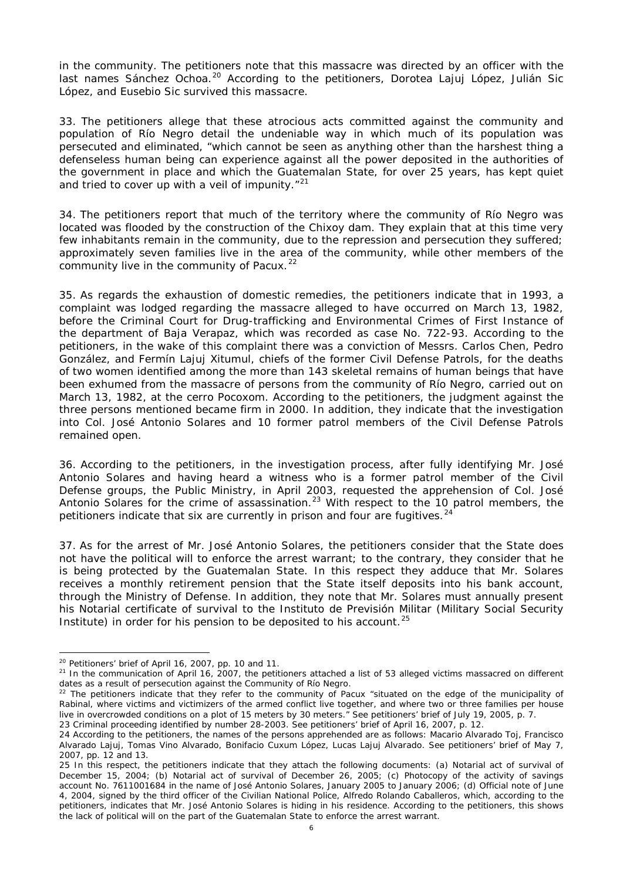in the community. The petitioners note that this massacre was directed by an officer with the last names Sánchez Ochoa.[20] According to the petitioners, Dorotea Lajuj López, Julián Sic López, and Eusebio Sic survived this massacre.

33. The petitioners allege that these atrocious acts committed against the community and population of Río Negro detail the undeniable way in which much of its population was persecuted and eliminated, "which cannot be seen as anything other than the harshest thing a defenseless human being can experience against all the power deposited in the authorities of the government in place and which the Guatemalan State, for over 25 years, has kept quiet and tried to cover up with a veil of impunity."[21]

34. The petitioners report that much of the territory where the community of Río Negro was located was flooded by the construction of the Chixoy dam. They explain that at this time very few inhabitants remain in the community, due to the repression and persecution they suffered; approximately seven families live in the area of the community, while other members of the community live in the community of Pacux.[22]

35. As regards the exhaustion of domestic remedies, the petitioners indicate that in 1993, a complaint was lodged regarding the massacre alleged to have occurred on March 13, 1982, before the Criminal Court for Drug-trafficking and Environmental Crimes of First Instance of the department of Baja Verapaz, which was recorded as case No. 722-93. According to the petitioners, in the wake of this complaint there was a conviction of Messrs. Carlos Chen, Pedro González, and Fermín Lajuj Xitumul, chiefs of the former Civil Defense Patrols, for the deaths of two women identified among the more than 143 skeletal remains of human beings that have been exhumed from the massacre of persons from the community of Río Negro, carried out on March 13, 1982, at the cerro Pocoxom. According to the petitioners, the judgment against the three persons mentioned became firm in 2000. In addition, they indicate that the investigation into Col. José Antonio Solares and 10 former patrol members of the Civil Defense Patrols remained open.

36. According to the petitioners, in the investigation process, after fully identifying Mr. José Antonio Solares and having heard a witness who is a former patrol member of the Civil Defense groups, the Public Ministry, in April 2003, requested the apprehension of Col. José Antonio Solares for the crime of assassination.[23] With respect to the 10 patrol members, the petitioners indicate that six are currently in prison and four are fugitives.[24]

37. As for the arrest of Mr. José Antonio Solares, the petitioners consider that the State does not have the political will to enforce the arrest warrant; to the contrary, they consider that he is being protected by the Guatemalan State. In this respect they adduce that Mr. Solares receives a monthly retirement pension that the State itself deposits into his bank account, through the Ministry of Defense. In addition, they note that Mr. Solares must annually present his Notarial certificate of survival to the Instituto de Previsión Militar (Military Social Security Institute) in order for his pension to be deposited to his account.[25]

---

[20] Petitioners' brief of April 16, 2007, pp. 10 and 11.

[21] In the communication of April 16, 2007, the petitioners attached a list of 53 alleged victims massacred on different dates as a result of persecution against the Community of Río Negro.

[22] The petitioners indicate that they refer to the community of Pacux "situated on the edge of the municipality of Rabinal, where victims and victimizers of the armed conflict live together, and where two or three families per house live in overcrowded conditions on a plot of 15 meters by 30 meters." See petitioners' brief of July 19, 2005, p. 7.

[23] Criminal proceeding identified by number 28-2003. See petitioners' brief of April 16, 2007, p. 12.

[24] According to the petitioners, the names of the persons apprehended are as follows: Macario Alvarado Toj, Francisco Alvarado Lajuj, Tomas Vino Alvarado, Bonifacio Cuxum López, Lucas Lajuj Alvarado. See petitioners' brief of May 7, 2007, pp. 12 and 13.

[25] In this respect, the petitioners indicate that they attach the following documents: (a) Notarial act of survival of December 15, 2004; (b) Notarial act of survival of December 26, 2005; (c) Photocopy of the activity of savings account No. 7611001684 in the name of José Antonio Solares, January 2005 to January 2006; (d) Official note of June 4, 2004, signed by the third officer of the Civilian National Police, Alfredo Rolando Caballeros, which, according to the petitioners, indicates that Mr. José Antonio Solares is hiding in his residence. According to the petitioners, this shows the lack of political will on the part of the Guatemalan State to enforce the arrest warrant.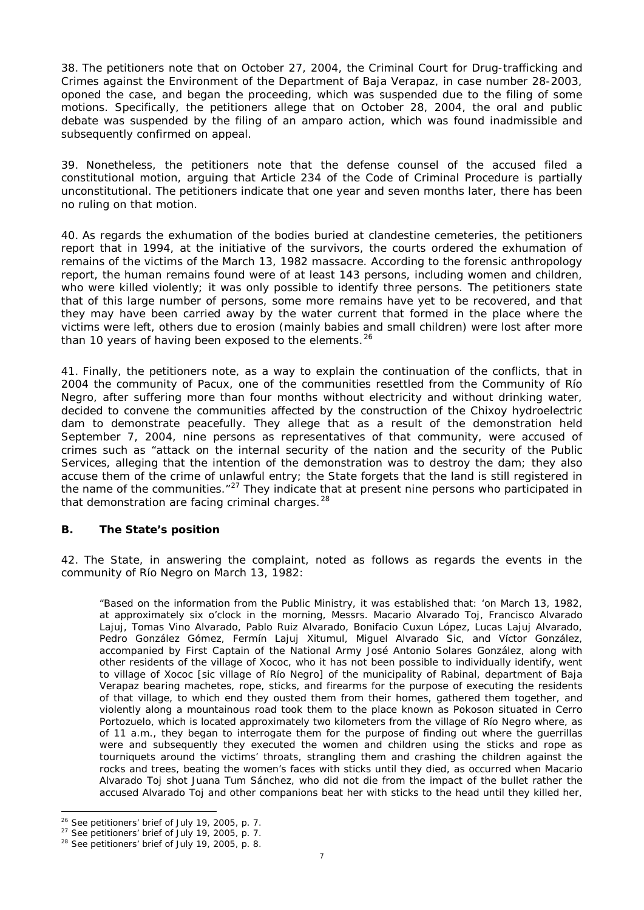38. The petitioners note that on October 27, 2004, the Criminal Court for Drug-trafficking and Crimes against the Environment of the Department of Baja Verapaz, in case number 28-2003, oponed the case, and began the proceeding, which was suspended due to the filing of some motions. Specifically, the petitioners allege that on October 28, 2004, the oral and public debate was suspended by the filing of an amparo action, which was found inadmissible and subsequently confirmed on appeal.

39. Nonetheless, the petitioners note that the defense counsel of the accused filed a constitutional motion, arguing that Article 234 of the Code of Criminal Procedure is partially unconstitutional. The petitioners indicate that one year and seven months later, there has been no ruling on that motion.

40. As regards the exhumation of the bodies buried at clandestine cemeteries, the petitioners report that in 1994, at the initiative of the survivors, the courts ordered the exhumation of remains of the victims of the March 13, 1982 massacre. According to the forensic anthropology report, the human remains found were of at least 143 persons, including women and children, who were killed violently; it was only possible to identify three persons. The petitioners state that of this large number of persons, some more remains have yet to be recovered, and that they may have been carried away by the water current that formed in the place where the victims were left, others due to erosion (mainly babies and small children) were lost after more than 10 years of having been exposed to the elements.[26]

41. Finally, the petitioners note, as a way to explain the continuation of the conflicts, that in 2004 the community of Pacux, one of the communities resettled from the Community of Río Negro, after suffering more than four months without electricity and without drinking water, decided to convene the communities affected by the construction of the Chixoy hydroelectric dam to demonstrate peacefully. They allege that as a result of the demonstration held September 7, 2004, nine persons as representatives of that community, were accused of crimes such as "attack on the internal security of the nation and the security of the Public Services, alleging that the intention of the demonstration was to destroy the dam; they also accuse them of the crime of unlawful entry; the State forgets that the land is still registered in the name of the communities."[27] They indicate that at present nine persons who participated in that demonstration are facing criminal charges.[28]

### B. The State's position

42. The State, in answering the complaint, noted as follows as regards the events in the community of Río Negro on March 13, 1982:

> "Based on the information from the Public Ministry, it was established that: 'on March 13, 1982, at approximately six o'clock in the morning, Messrs. Macario Alvarado Toj, Francisco Alvarado Lajuj, Tomas Vino Alvarado, Pablo Ruiz Alvarado, Bonifacio Cuxun López, Lucas Lajuj Alvarado, Pedro González Gómez, Fermín Lajuj Xitumul, Miguel Alvarado Sic, and Víctor González, accompanied by First Captain of the National Army José Antonio Solares González, along with other residents of the village of Xococ, who it has not been possible to individually identify, went to village of Xococ [sic village of Río Negro] of the municipality of Rabinal, department of Baja Verapaz bearing machetes, rope, sticks, and firearms for the purpose of executing the residents of that village, to which end they ousted them from their homes, gathered them together, and violently along a mountainous road took them to the place known as Pokoson situated in Cerro Portozuelo, which is located approximately two kilometers from the village of Río Negro where, as of 11 a.m., they began to interrogate them for the purpose of finding out where the guerrillas were and subsequently they executed the women and children using the sticks and rope as tourniquets around the victims' throats, strangling them and crashing the children against the rocks and trees, beating the women's faces with sticks until they died, as occurred when Macario Alvarado Toj shot Juana Tum Sánchez, who did not die from the impact of the bullet rather the accused Alvarado Toj and other companions beat her with sticks to the head until they killed her,

---

[26] See petitioners' brief of July 19, 2005, p. 7.

[27] See petitioners' brief of July 19, 2005, p. 7.

[28] See petitioners' brief of July 19, 2005, p. 8.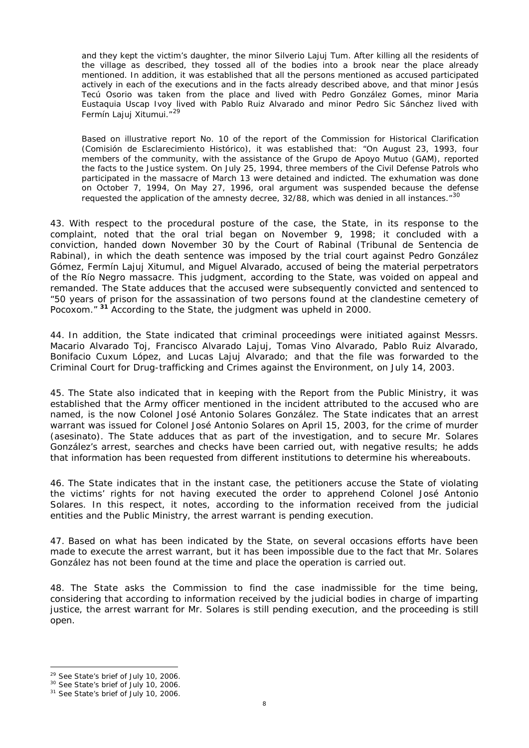and they kept the victim's daughter, the minor Silverio Lajuj Tum. After killing all the residents of the village as described, they tossed all of the bodies into a brook near the place already mentioned. In addition, it was established that all the persons mentioned as accused participated actively in each of the executions and in the facts already described above, and that minor Jesús Tecú Osorio was taken from the place and lived with Pedro González Gomes, minor Maria Eustaquia Uscap Ivoy lived with Pablo Ruiz Alvarado and minor Pedro Sic Sánchez lived with Fermín Lajuj Xitumui."[29]

Based on illustrative report No. 10 of the report of the Commission for Historical Clarification (*Comisión de Esclarecimiento Histórico*), it was established that: "On August 23, 1993, four members of the community, with the assistance of the Grupo de Apoyo Mutuo (GAM), reported the facts to the Justice system. On July 25, 1994, three members of the Civil Defense Patrols who participated in the massacre of March 13 were detained and indicted. The exhumation was done on October 7, 1994, On May 27, 1996, oral argument was suspended because the defense requested the application of the amnesty decree, 32/88, which was denied in all instances."[30]

43. With respect to the procedural posture of the case, the State, in its response to the complaint, noted that the oral trial began on November 9, 1998; it concluded with a conviction, handed down November 30 by the Court of Rabinal (*Tribunal de Sentencia de Rabinal*), in which the death sentence was imposed by the trial court against Pedro González Gómez, Fermín Lajuj Xitumul, and Miguel Alvarado, accused of being the material perpetrators of the Río Negro massacre. This judgment, according to the State, was voided on appeal and remanded. The State adduces that the accused were subsequently convicted and sentenced to "50 years of prison for the assassination of two persons found at the clandestine cemetery of Pocoxom." [31] According to the State, the judgment was upheld in 2000.

44. In addition, the State indicated that criminal proceedings were initiated against Messrs. Macario Alvarado Toj, Francisco Alvarado Lajuj, Tomas Vino Alvarado, Pablo Ruiz Alvarado, Bonifacio Cuxum López, and Lucas Lajuj Alvarado; and that the file was forwarded to the Criminal Court for Drug-trafficking and Crimes against the Environment, on July 14, 2003.

45. The State also indicated that in keeping with the Report from the Public Ministry, it was established that the Army officer mentioned in the incident attributed to the accused who are named, is the now Colonel José Antonio Solares González. The State indicates that an arrest warrant was issued for Colonel José Antonio Solares on April 15, 2003, for the crime of murder (*asesinato*). The State adduces that as part of the investigation, and to secure Mr. Solares González's arrest, searches and checks have been carried out, with negative results; he adds that information has been requested from different institutions to determine his whereabouts.

46. The State indicates that in the instant case, the petitioners accuse the State of violating the victims' rights for not having executed the order to apprehend Colonel José Antonio Solares. In this respect, it notes, according to the information received from the judicial entities and the Public Ministry, the arrest warrant is pending execution.

47. Based on what has been indicated by the State, on several occasions efforts have been made to execute the arrest warrant, but it has been impossible due to the fact that Mr. Solares González has not been found at the time and place the operation is carried out.

48. The State asks the Commission to find the case inadmissible for the time being, considering that according to information received by the judicial bodies in charge of imparting justice, the arrest warrant for Mr. Solares is still pending execution, and the proceeding is still open.

---

[29] See State's brief of July 10, 2006.

[30] See State's brief of July 10, 2006.

[31] See State's brief of July 10, 2006.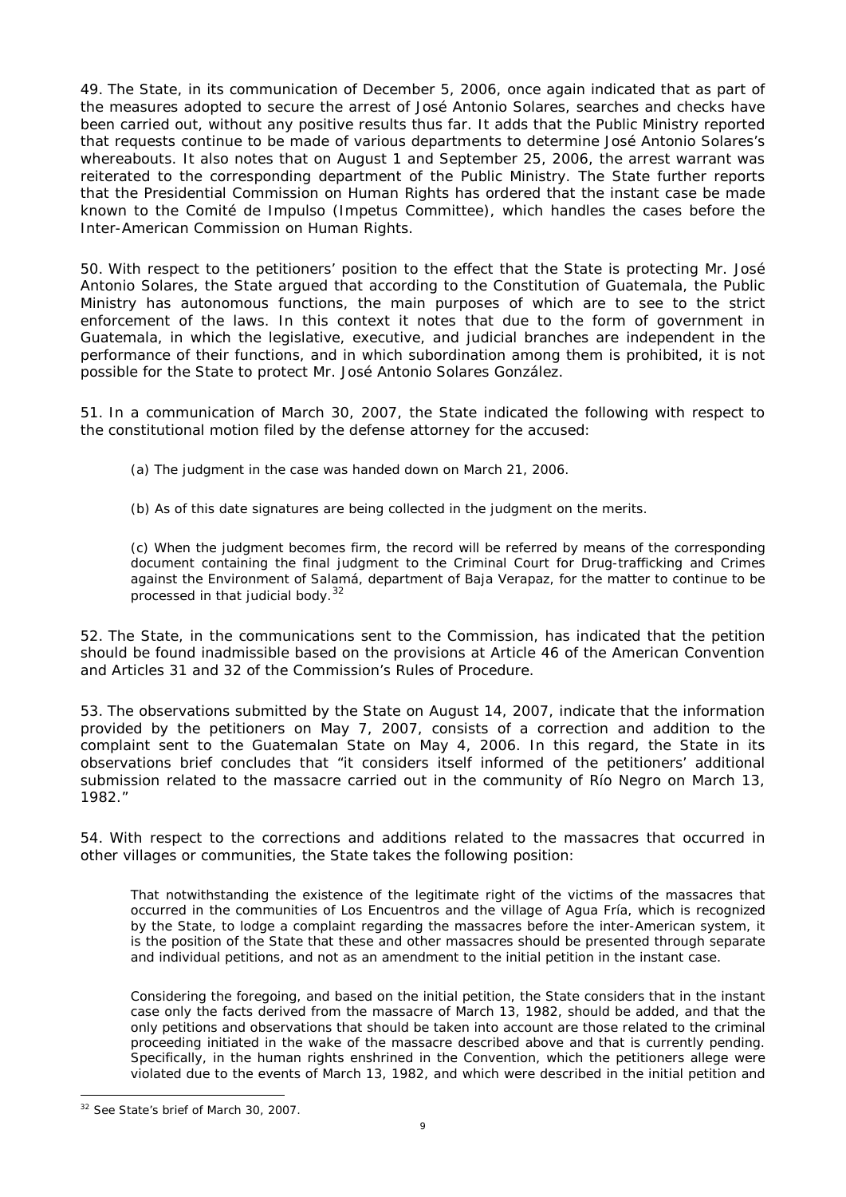49. The State, in its communication of December 5, 2006, once again indicated that as part of the measures adopted to secure the arrest of José Antonio Solares, searches and checks have been carried out, without any positive results thus far. It adds that the Public Ministry reported that requests continue to be made of various departments to determine José Antonio Solares's whereabouts. It also notes that on August 1 and September 25, 2006, the arrest warrant was reiterated to the corresponding department of the Public Ministry. The State further reports that the Presidential Commission on Human Rights has ordered that the instant case be made known to the Comité de Impulso (Impetus Committee), which handles the cases before the Inter-American Commission on Human Rights.

50. With respect to the petitioners' position to the effect that the State is protecting Mr. José Antonio Solares, the State argued that according to the Constitution of Guatemala, the Public Ministry has autonomous functions, the main purposes of which are to see to the strict enforcement of the laws. In this context it notes that due to the form of government in Guatemala, in which the legislative, executive, and judicial branches are independent in the performance of their functions, and in which subordination among them is prohibited, it is not possible for the State to protect Mr. José Antonio Solares González.

51. In a communication of March 30, 2007, the State indicated the following with respect to the constitutional motion filed by the defense attorney for the accused:

> (a) The judgment in the case was handed down on March 21, 2006.
>
> (b) As of this date signatures are being collected in the judgment on the merits.
>
> (c) When the judgment becomes firm, the record will be referred by means of the corresponding document containing the final judgment to the Criminal Court for Drug-trafficking and Crimes against the Environment of Salamá, department of Baja Verapaz, for the matter to continue to be processed in that judicial body.[32]

52. The State, in the communications sent to the Commission, has indicated that the petition should be found inadmissible based on the provisions at Article 46 of the American Convention and Articles 31 and 32 of the Commission's Rules of Procedure.

53. The observations submitted by the State on August 14, 2007, indicate that the information provided by the petitioners on May 7, 2007, consists of a correction and addition to the complaint sent to the Guatemalan State on May 4, 2006. In this regard, the State in its observations brief concludes that "it considers itself informed of the petitioners' additional submission related to the massacre carried out in the community of Río Negro on March 13, 1982."

54. With respect to the corrections and additions related to the massacres that occurred in other villages or communities, the State takes the following position:

> That notwithstanding the existence of the legitimate right of the victims of the massacres that occurred in the communities of Los Encuentros and the village of Agua Fría, which is recognized by the State, to lodge a complaint regarding the massacres before the inter-American system, it is the position of the State that these and other massacres should be presented through separate and individual petitions, and not as an amendment to the initial petition in the instant case.
>
> Considering the foregoing, and based on the initial petition, the State considers that in the instant case only the facts derived from the massacre of March 13, 1982, should be added, and that the only petitions and observations that should be taken into account are those related to the criminal proceeding initiated in the wake of the massacre described above and that is currently pending. Specifically, in the human rights enshrined in the Convention, which the petitioners allege were violated due to the events of March 13, 1982, and which were described in the initial petition and

---

[32] See State's brief of March 30, 2007.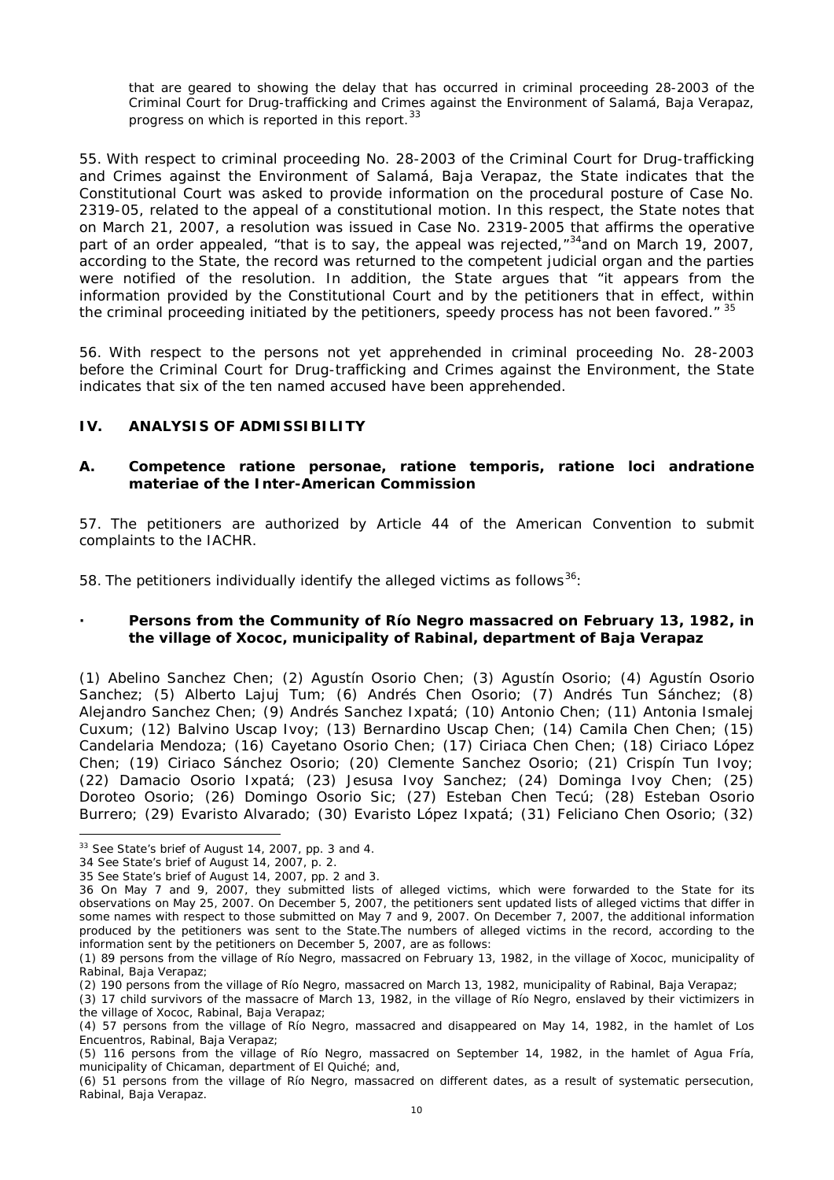that are geared to showing the delay that has occurred in criminal proceeding 28-2003 of the Criminal Court for Drug-trafficking and Crimes against the Environment of Salamá, Baja Verapaz, progress on which is reported in this report.[33]

55. With respect to criminal proceeding No. 28-2003 of the Criminal Court for Drug-trafficking and Crimes against the Environment of Salamá, Baja Verapaz, the State indicates that the Constitutional Court was asked to provide information on the procedural posture of Case No. 2319-05, related to the appeal of a constitutional motion. In this respect, the State notes that on March 21, 2007, a resolution was issued in Case No. 2319-2005 that affirms the operative part of an order appealed, "that is to say, the appeal was rejected,"[34] and on March 19, 2007, according to the State, the record was returned to the competent judicial organ and the parties were notified of the resolution. In addition, the State argues that "it appears from the information provided by the Constitutional Court and by the petitioners that in effect, within the criminal proceeding initiated by the petitioners, speedy process has not been favored." [35]

56. With respect to the persons not yet apprehended in criminal proceeding No. 28-2003 before the Criminal Court for Drug-trafficking and Crimes against the Environment, the State indicates that six of the ten named accused have been apprehended.

## IV. ANALYSIS OF ADMISSIBILITY

### A. Competence ratione personae, ratione temporis, ratione loci andratione materiae of the Inter-American Commission

57. The petitioners are authorized by Article 44 of the American Convention to submit complaints to the IACHR.

58. The petitioners individually identify the alleged victims as follows[36]:

- **Persons from the Community of Río Negro massacred on February 13, 1982, in the village of Xococ, municipality of Rabinal, department of Baja Verapaz**

(1) Abelino Sanchez Chen; (2) Agustín Osorio Chen; (3) Agustín Osorio; (4) Agustín Osorio Sanchez; (5) Alberto Lajuj Tum; (6) Andrés Chen Osorio; (7) Andrés Tun Sánchez; (8) Alejandro Sanchez Chen; (9) Andrés Sanchez Ixpatá; (10) Antonio Chen; (11) Antonia Ismalej Cuxum; (12) Balvino Uscap Ivoy; (13) Bernardino Uscap Chen; (14) Camila Chen Chen; (15) Candelaria Mendoza; (16) Cayetano Osorio Chen; (17) Ciriaca Chen Chen; (18) Ciriaco López Chen; (19) Ciriaco Sánchez Osorio; (20) Clemente Sanchez Osorio; (21) Crispín Tun Ivoy; (22) Damacio Osorio Ixpatá; (23) Jesusa Ivoy Sanchez; (24) Dominga Ivoy Chen; (25) Doroteo Osorio; (26) Domingo Osorio Sic; (27) Esteban Chen Tecú; (28) Esteban Osorio Burrero; (29) Evaristo Alvarado; (30) Evaristo López Ixpatá; (31) Feliciano Chen Osorio; (32)

---

[33] See State's brief of August 14, 2007, pp. 3 and 4.

34 See State's brief of August 14, 2007, p. 2.

35 See State's brief of August 14, 2007, pp. 2 and 3.

36 On May 7 and 9, 2007, they submitted lists of alleged victims, which were forwarded to the State for its observations on May 25, 2007. On December 5, 2007, the petitioners sent updated lists of alleged victims that differ in some names with respect to those submitted on May 7 and 9, 2007. On December 7, 2007, the additional information produced by the petitioners was sent to the State.The numbers of alleged victims in the record, according to the information sent by the petitioners on December 5, 2007, are as follows:

(1) 89 persons from the village of Río Negro, massacred on February 13, 1982, in the village of Xococ, municipality of Rabinal, Baja Verapaz;

(2) 190 persons from the village of Río Negro, massacred on March 13, 1982, municipality of Rabinal, Baja Verapaz;

(3) 17 child survivors of the massacre of March 13, 1982, in the village of Río Negro, enslaved by their victimizers in the village of Xococ, Rabinal, Baja Verapaz;

(4) 57 persons from the village of Río Negro, massacred and disappeared on May 14, 1982, in the hamlet of Los Encuentros, Rabinal, Baja Verapaz;

(5) 116 persons from the village of Río Negro, massacred on September 14, 1982, in the hamlet of Agua Fría, municipality of Chicaman, department of El Quiché; and,

(6) 51 persons from the village of Río Negro, massacred on different dates, as a result of systematic persecution, Rabinal, Baja Verapaz.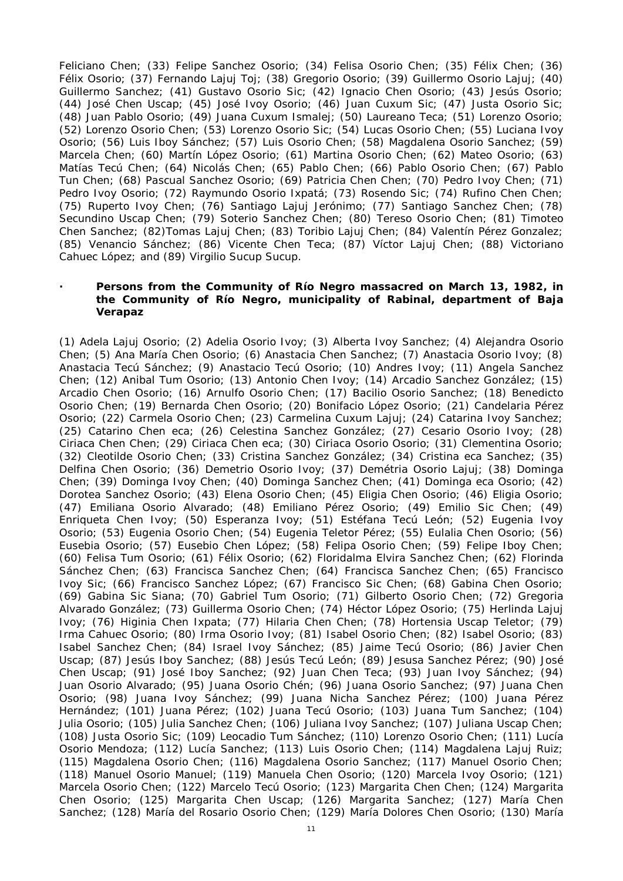Feliciano Chen; (33) Felipe Sanchez Osorio; (34) Felisa Osorio Chen; (35) Félix Chen; (36) Félix Osorio; (37) Fernando Lajuj Toj; (38) Gregorio Osorio; (39) Guillermo Osorio Lajuj; (40) Guillermo Sanchez; (41) Gustavo Osorio Sic; (42) Ignacio Chen Osorio; (43) Jesús Osorio; (44) José Chen Uscap; (45) José Ivoy Osorio; (46) Juan Cuxum Sic; (47) Justa Osorio Sic; (48) Juan Pablo Osorio; (49) Juana Cuxum Ismalej; (50) Laureano Teca; (51) Lorenzo Osorio; (52) Lorenzo Osorio Chen; (53) Lorenzo Osorio Sic; (54) Lucas Osorio Chen; (55) Luciana Ivoy Osorio; (56) Luis Iboy Sánchez; (57) Luis Osorio Chen; (58) Magdalena Osorio Sanchez; (59) Marcela Chen; (60) Martín López Osorio; (61) Martina Osorio Chen; (62) Mateo Osorio; (63) Matías Tecú Chen; (64) Nicolás Chen; (65) Pablo Chen; (66) Pablo Osorio Chen; (67) Pablo Tun Chen; (68) Pascual Sanchez Osorio; (69) Patricia Chen Chen; (70) Pedro Ivoy Chen; (71) Pedro Ivoy Osorio; (72) Raymundo Osorio Ixpatá; (73) Rosendo Sic; (74) Rufino Chen Chen; (75) Ruperto Ivoy Chen; (76) Santiago Lajuj Jerónimo; (77) Santiago Sanchez Chen; (78) Secundino Uscap Chen; (79) Soterio Sanchez Chen; (80) Tereso Osorio Chen; (81) Timoteo Chen Sanchez; (82)Tomas Lajuj Chen; (83) Toribio Lajuj Chen; (84) Valentín Pérez Gonzalez; (85) Venancio Sánchez; (86) Vicente Chen Teca; (87) Víctor Lajuj Chen; (88) Victoriano Cahuec López; and (89) Virgilio Sucup Sucup.

- **Persons from the Community of Río Negro massacred on March 13, 1982, in the Community of Río Negro, municipality of Rabinal, department of Baja Verapaz**

(1) Adela Lajuj Osorio; (2) Adelia Osorio Ivoy; (3) Alberta Ivoy Sanchez; (4) Alejandra Osorio Chen; (5) Ana María Chen Osorio; (6) Anastacia Chen Sanchez; (7) Anastacia Osorio Ivoy; (8) Anastacia Tecú Sánchez; (9) Anastacio Tecú Osorio; (10) Andres Ivoy; (11) Angela Sanchez Chen; (12) Anibal Tum Osorio; (13) Antonio Chen Ivoy; (14) Arcadio Sanchez González; (15) Arcadio Chen Osorio; (16) Arnulfo Osorio Chen; (17) Bacilio Osorio Sanchez; (18) Benedicto Osorio Chen; (19) Bernarda Chen Osorio; (20) Bonifacio López Osorio; (21) Candelaria Pérez Osorio; (22) Carmela Osorio Chen; (23) Carmelina Cuxum Lajuj; (24) Catarina Ivoy Sanchez; (25) Catarino Chen eca; (26) Celestina Sanchez González; (27) Cesario Osorio Ivoy; (28) Ciriaca Chen Chen; (29) Ciriaca Chen eca; (30) Ciriaca Osorio Osorio; (31) Clementina Osorio; (32) Cleotilde Osorio Chen; (33) Cristina Sanchez González; (34) Cristina eca Sanchez; (35) Delfina Chen Osorio; (36) Demetrio Osorio Ivoy; (37) Demétria Osorio Lajuj; (38) Dominga Chen; (39) Dominga Ivoy Chen; (40) Dominga Sanchez Chen; (41) Dominga eca Osorio; (42) Dorotea Sanchez Osorio; (43) Elena Osorio Chen; (45) Eligia Chen Osorio; (46) Eligia Osorio; (47) Emiliana Osorio Alvarado; (48) Emiliano Pérez Osorio; (49) Emilio Sic Chen; (49) Enriqueta Chen Ivoy; (50) Esperanza Ivoy; (51) Estéfana Tecú León; (52) Eugenia Ivoy Osorio; (53) Eugenia Osorio Chen; (54) Eugenia Teletor Pérez; (55) Eulalia Chen Osorio; (56) Eusebia Osorio; (57) Eusebio Chen López; (58) Felipa Osorio Chen; (59) Felipe Iboy Chen; (60) Felisa Tum Osorio; (61) Félix Osorio; (62) Floridalma Elvira Sanchez Chen; (62) Florinda Sánchez Chen; (63) Francisca Sanchez Chen; (64) Francisca Sanchez Chen; (65) Francisco Ivoy Sic; (66) Francisco Sanchez López; (67) Francisco Sic Chen; (68) Gabina Chen Osorio; (69) Gabina Sic Siana; (70) Gabriel Tum Osorio; (71) Gilberto Osorio Chen; (72) Gregoria Alvarado González; (73) Guillerma Osorio Chen; (74) Héctor López Osorio; (75) Herlinda Lajuj Ivoy; (76) Higinia Chen Ixpata; (77) Hilaria Chen Chen; (78) Hortensia Uscap Teletor; (79) Irma Cahuec Osorio; (80) Irma Osorio Ivoy; (81) Isabel Osorio Chen; (82) Isabel Osorio; (83) Isabel Sanchez Chen; (84) Israel Ivoy Sánchez; (85) Jaime Tecú Osorio; (86) Javier Chen Uscap; (87) Jesús Iboy Sanchez; (88) Jesús Tecú León; (89) Jesusa Sanchez Pérez; (90) José Chen Uscap; (91) José Iboy Sanchez; (92) Juan Chen Teca; (93) Juan Ivoy Sánchez; (94) Juan Osorio Alvarado; (95) Juana Osorio Chén; (96) Juana Osorio Sanchez; (97) Juana Chen Osorio; (98) Juana Ivoy Sánchez; (99) Juana Nicha Sanchez Pérez; (100) Juana Pérez Hernández; (101) Juana Pérez; (102) Juana Tecú Osorio; (103) Juana Tum Sanchez; (104) Julia Osorio; (105) Julia Sanchez Chen; (106) Juliana Ivoy Sanchez; (107) Juliana Uscap Chen; (108) Justa Osorio Sic; (109) Leocadio Tum Sánchez; (110) Lorenzo Osorio Chen; (111) Lucía Osorio Mendoza; (112) Lucía Sanchez; (113) Luis Osorio Chen; (114) Magdalena Lajuj Ruiz; (115) Magdalena Osorio Chen; (116) Magdalena Osorio Sanchez; (117) Manuel Osorio Chen; (118) Manuel Osorio Manuel; (119) Manuela Chen Osorio; (120) Marcela Ivoy Osorio; (121) Marcela Osorio Chen; (122) Marcelo Tecú Osorio; (123) Margarita Chen Chen; (124) Margarita Chen Osorio; (125) Margarita Chen Uscap; (126) Margarita Sanchez; (127) María Chen Sanchez; (128) María del Rosario Osorio Chen; (129) María Dolores Chen Osorio; (130) María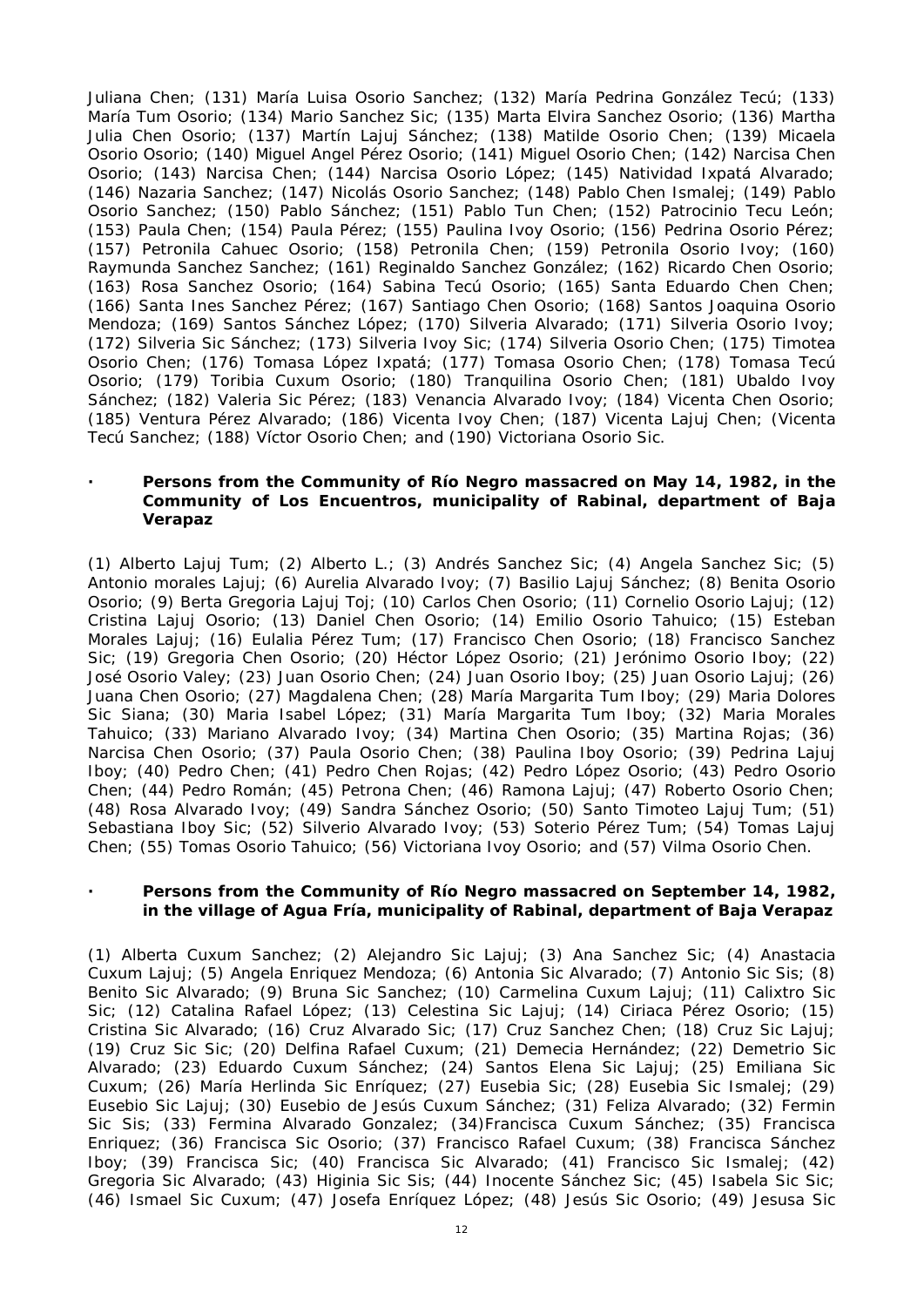Juliana Chen; (131) María Luisa Osorio Sanchez; (132) María Pedrina González Tecú; (133) María Tum Osorio; (134) Mario Sanchez Sic; (135) Marta Elvira Sanchez Osorio; (136) Martha Julia Chen Osorio; (137) Martín Lajuj Sánchez; (138) Matilde Osorio Chen; (139) Micaela Osorio Osorio; (140) Miguel Angel Pérez Osorio; (141) Miguel Osorio Chen; (142) Narcisa Chen Osorio; (143) Narcisa Chen; (144) Narcisa Osorio López; (145) Natividad Ixpatá Alvarado; (146) Nazaria Sanchez; (147) Nicolás Osorio Sanchez; (148) Pablo Chen Ismalej; (149) Pablo Osorio Sanchez; (150) Pablo Sánchez; (151) Pablo Tun Chen; (152) Patrocinio Tecu León; (153) Paula Chen; (154) Paula Pérez; (155) Paulina Ivoy Osorio; (156) Pedrina Osorio Pérez; (157) Petronila Cahuec Osorio; (158) Petronila Chen; (159) Petronila Osorio Ivoy; (160) Raymunda Sanchez Sanchez; (161) Reginaldo Sanchez González; (162) Ricardo Chen Osorio; (163) Rosa Sanchez Osorio; (164) Sabina Tecú Osorio; (165) Santa Eduardo Chen Chen; (166) Santa Ines Sanchez Pérez; (167) Santiago Chen Osorio; (168) Santos Joaquina Osorio Mendoza; (169) Santos Sánchez López; (170) Silveria Alvarado; (171) Silveria Osorio Ivoy; (172) Silveria Sic Sánchez; (173) Silveria Ivoy Sic; (174) Silveria Osorio Chen; (175) Timotea Osorio Chen; (176) Tomasa López Ixpatá; (177) Tomasa Osorio Chen; (178) Tomasa Tecú Osorio; (179) Toribia Cuxum Osorio; (180) Tranquilina Osorio Chen; (181) Ubaldo Ivoy Sánchez; (182) Valeria Sic Pérez; (183) Venancia Alvarado Ivoy; (184) Vicenta Chen Osorio; (185) Ventura Pérez Alvarado; (186) Vicenta Ivoy Chen; (187) Vicenta Lajuj Chen; (Vicenta Tecú Sanchez; (188) Víctor Osorio Chen; and (190) Victoriana Osorio Sic.

- **Persons from the Community of Río Negro massacred on May 14, 1982, in the Community of Los Encuentros, municipality of Rabinal, department of Baja Verapaz**

(1) Alberto Lajuj Tum; (2) Alberto L.; (3) Andrés Sanchez Sic; (4) Angela Sanchez Sic; (5) Antonio morales Lajuj; (6) Aurelia Alvarado Ivoy; (7) Basilio Lajuj Sánchez; (8) Benita Osorio Osorio; (9) Berta Gregoria Lajuj Toj; (10) Carlos Chen Osorio; (11) Cornelio Osorio Lajuj; (12) Cristina Lajuj Osorio; (13) Daniel Chen Osorio; (14) Emilio Osorio Tahuico; (15) Esteban Morales Lajuj; (16) Eulalia Pérez Tum; (17) Francisco Chen Osorio; (18) Francisco Sanchez Sic; (19) Gregoria Chen Osorio; (20) Héctor López Osorio; (21) Jerónimo Osorio Iboy; (22) José Osorio Valey; (23) Juan Osorio Chen; (24) Juan Osorio Iboy; (25) Juan Osorio Lajuj; (26) Juana Chen Osorio; (27) Magdalena Chen; (28) María Margarita Tum Iboy; (29) Maria Dolores Sic Siana; (30) Maria Isabel López; (31) María Margarita Tum Iboy; (32) Maria Morales Tahuico; (33) Mariano Alvarado Ivoy; (34) Martina Chen Osorio; (35) Martina Rojas; (36) Narcisa Chen Osorio; (37) Paula Osorio Chen; (38) Paulina Iboy Osorio; (39) Pedrina Lajuj Iboy; (40) Pedro Chen; (41) Pedro Chen Rojas; (42) Pedro López Osorio; (43) Pedro Osorio Chen; (44) Pedro Román; (45) Petrona Chen; (46) Ramona Lajuj; (47) Roberto Osorio Chen; (48) Rosa Alvarado Ivoy; (49) Sandra Sánchez Osorio; (50) Santo Timoteo Lajuj Tum; (51) Sebastiana Iboy Sic; (52) Silverio Alvarado Ivoy; (53) Soterio Pérez Tum; (54) Tomas Lajuj Chen; (55) Tomas Osorio Tahuico; (56) Victoriana Ivoy Osorio; and (57) Vilma Osorio Chen.

- **Persons from the Community of Río Negro massacred on September 14, 1982, in the village of Agua Fría, municipality of Rabinal, department of Baja Verapaz**

(1) Alberta Cuxum Sanchez; (2) Alejandro Sic Lajuj; (3) Ana Sanchez Sic; (4) Anastacia Cuxum Lajuj; (5) Angela Enriquez Mendoza; (6) Antonia Sic Alvarado; (7) Antonio Sic Sis; (8) Benito Sic Alvarado; (9) Bruna Sic Sanchez; (10) Carmelina Cuxum Lajuj; (11) Calixtro Sic Sic; (12) Catalina Rafael López; (13) Celestina Sic Lajuj; (14) Ciriaca Pérez Osorio; (15) Cristina Sic Alvarado; (16) Cruz Alvarado Sic; (17) Cruz Sanchez Chen; (18) Cruz Sic Lajuj; (19) Cruz Sic Sic; (20) Delfina Rafael Cuxum; (21) Demecia Hernández; (22) Demetrio Sic Alvarado; (23) Eduardo Cuxum Sánchez; (24) Santos Elena Sic Lajuj; (25) Emiliana Sic Cuxum; (26) María Herlinda Sic Enríquez; (27) Eusebia Sic; (28) Eusebia Sic Ismalej; (29) Eusebio Sic Lajuj; (30) Eusebio de Jesús Cuxum Sánchez; (31) Feliza Alvarado; (32) Fermin Sic Sis; (33) Fermina Alvarado Gonzalez; (34)Francisca Cuxum Sánchez; (35) Francisca Enriquez; (36) Francisca Sic Osorio; (37) Francisco Rafael Cuxum; (38) Francisca Sánchez Iboy; (39) Francisca Sic; (40) Francisca Sic Alvarado; (41) Francisco Sic Ismalej; (42) Gregoria Sic Alvarado; (43) Higinia Sic Sis; (44) Inocente Sánchez Sic; (45) Isabela Sic Sic; (46) Ismael Sic Cuxum; (47) Josefa Enríquez López; (48) Jesús Sic Osorio; (49) Jesusa Sic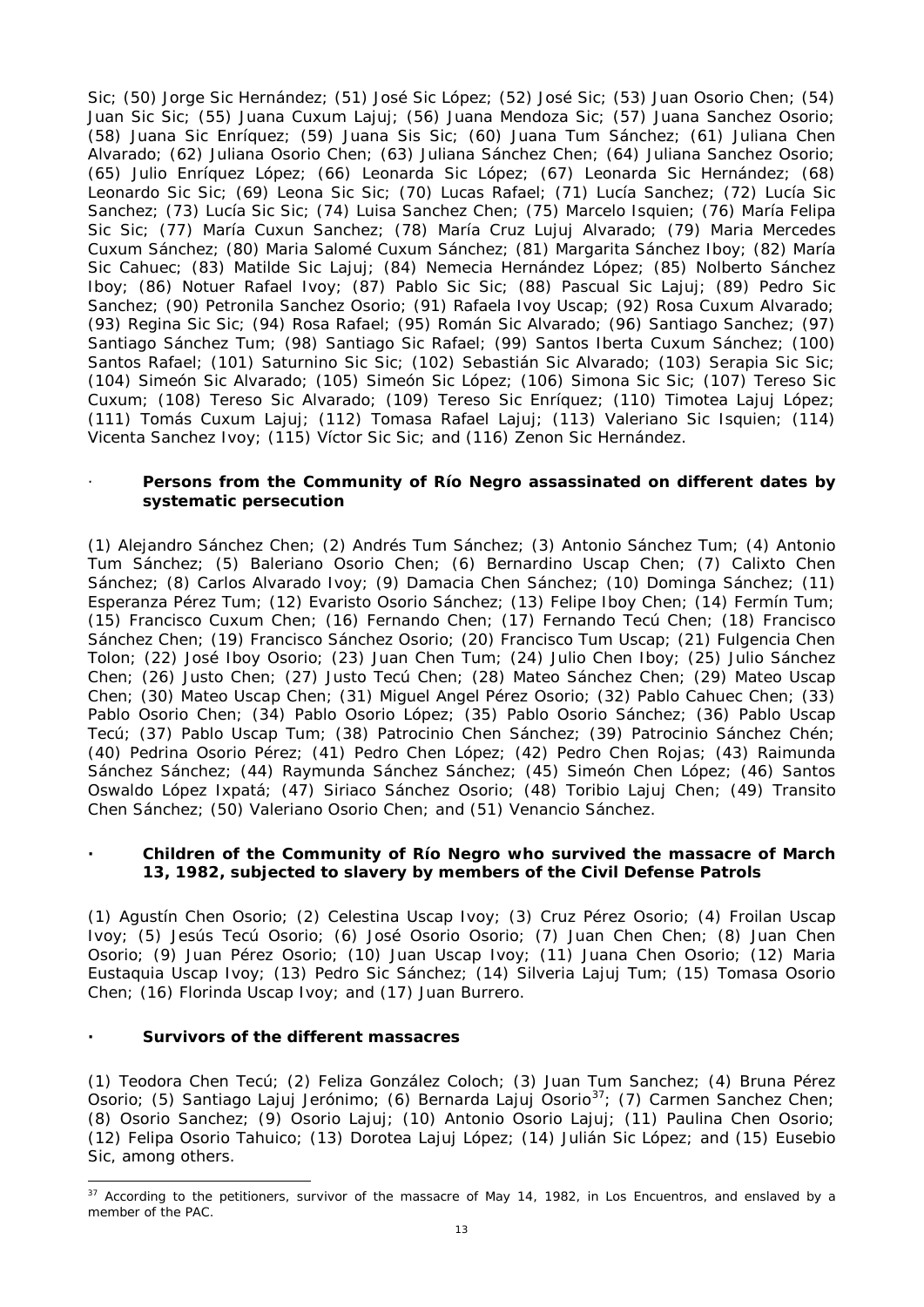Sic; (50) Jorge Sic Hernández; (51) José Sic López; (52) José Sic; (53) Juan Osorio Chen; (54) Juan Sic Sic; (55) Juana Cuxum Lajuj; (56) Juana Mendoza Sic; (57) Juana Sanchez Osorio; (58) Juana Sic Enríquez; (59) Juana Sis Sic; (60) Juana Tum Sánchez; (61) Juliana Chen Alvarado; (62) Juliana Osorio Chen; (63) Juliana Sánchez Chen; (64) Juliana Sanchez Osorio; (65) Julio Enríquez López; (66) Leonarda Sic López; (67) Leonarda Sic Hernández; (68) Leonardo Sic Sic; (69) Leona Sic Sic; (70) Lucas Rafael; (71) Lucía Sanchez; (72) Lucía Sic Sanchez; (73) Lucía Sic Sic; (74) Luisa Sanchez Chen; (75) Marcelo Isquien; (76) María Felipa Sic Sic; (77) María Cuxun Sanchez; (78) María Cruz Lujuj Alvarado; (79) Maria Mercedes Cuxum Sánchez; (80) Maria Salomé Cuxum Sánchez; (81) Margarita Sánchez Iboy; (82) María Sic Cahuec; (83) Matilde Sic Lajuj; (84) Nemecia Hernández López; (85) Nolberto Sánchez Iboy; (86) Notuer Rafael Ivoy; (87) Pablo Sic Sic; (88) Pascual Sic Lajuj; (89) Pedro Sic Sanchez; (90) Petronila Sanchez Osorio; (91) Rafaela Ivoy Uscap; (92) Rosa Cuxum Alvarado; (93) Regina Sic Sic; (94) Rosa Rafael; (95) Román Sic Alvarado; (96) Santiago Sanchez; (97) Santiago Sánchez Tum; (98) Santiago Sic Rafael; (99) Santos Iberta Cuxum Sánchez; (100) Santos Rafael; (101) Saturnino Sic Sic; (102) Sebastián Sic Alvarado; (103) Serapia Sic Sic; (104) Simeón Sic Alvarado; (105) Simeón Sic López; (106) Simona Sic Sic; (107) Tereso Sic Cuxum; (108) Tereso Sic Alvarado; (109) Tereso Sic Enríquez; (110) Timotea Lajuj López; (111) Tomás Cuxum Lajuj; (112) Tomasa Rafael Lajuj; (113) Valeriano Sic Isquien; (114) Vicenta Sanchez Ivoy; (115) Víctor Sic Sic; and (116) Zenon Sic Hernández.

- **Persons from the Community of Río Negro assassinated on different dates by systematic persecution**

(1) Alejandro Sánchez Chen; (2) Andrés Tum Sánchez; (3) Antonio Sánchez Tum; (4) Antonio Tum Sánchez; (5) Baleriano Osorio Chen; (6) Bernardino Uscap Chen; (7) Calixto Chen Sánchez; (8) Carlos Alvarado Ivoy; (9) Damacia Chen Sánchez; (10) Dominga Sánchez; (11) Esperanza Pérez Tum; (12) Evaristo Osorio Sánchez; (13) Felipe Iboy Chen; (14) Fermín Tum; (15) Francisco Cuxum Chen; (16) Fernando Chen; (17) Fernando Tecú Chen; (18) Francisco Sánchez Chen; (19) Francisco Sánchez Osorio; (20) Francisco Tum Uscap; (21) Fulgencia Chen Tolon; (22) José Iboy Osorio; (23) Juan Chen Tum; (24) Julio Chen Iboy; (25) Julio Sánchez Chen; (26) Justo Chen; (27) Justo Tecú Chen; (28) Mateo Sánchez Chen; (29) Mateo Uscap Chen; (30) Mateo Uscap Chen; (31) Miguel Angel Pérez Osorio; (32) Pablo Cahuec Chen; (33) Pablo Osorio Chen; (34) Pablo Osorio López; (35) Pablo Osorio Sánchez; (36) Pablo Uscap Tecú; (37) Pablo Uscap Tum; (38) Patrocinio Chen Sánchez; (39) Patrocinio Sánchez Chén; (40) Pedrina Osorio Pérez; (41) Pedro Chen López; (42) Pedro Chen Rojas; (43) Raimunda Sánchez Sánchez; (44) Raymunda Sánchez Sánchez; (45) Simeón Chen López; (46) Santos Oswaldo López Ixpatá; (47) Siriaco Sánchez Osorio; (48) Toribio Lajuj Chen; (49) Transito Chen Sánchez; (50) Valeriano Osorio Chen; and (51) Venancio Sánchez.

- **Children of the Community of Río Negro who survived the massacre of March 13, 1982, subjected to slavery by members of the Civil Defense Patrols**

(1) Agustín Chen Osorio; (2) Celestina Uscap Ivoy; (3) Cruz Pérez Osorio; (4) Froilan Uscap Ivoy; (5) Jesús Tecú Osorio; (6) José Osorio Osorio; (7) Juan Chen Chen; (8) Juan Chen Osorio; (9) Juan Pérez Osorio; (10) Juan Uscap Ivoy; (11) Juana Chen Osorio; (12) Maria Eustaquia Uscap Ivoy; (13) Pedro Sic Sánchez; (14) Silveria Lajuj Tum; (15) Tomasa Osorio Chen; (16) Florinda Uscap Ivoy; and (17) Juan Burrero.

- **Survivors of the different massacres**

(1) Teodora Chen Tecú; (2) Feliza González Coloch; (3) Juan Tum Sanchez; (4) Bruna Pérez Osorio; (5) Santiago Lajuj Jerónimo; (6) Bernarda Lajuj Osorio[37]; (7) Carmen Sanchez Chen; (8) Osorio Sanchez; (9) Osorio Lajuj; (10) Antonio Osorio Lajuj; (11) Paulina Chen Osorio; (12) Felipa Osorio Tahuico; (13) Dorotea Lajuj López; (14) Julián Sic López; and (15) Eusebio Sic, among others.

---

[37] According to the petitioners, survivor of the massacre of May 14, 1982, in Los Encuentros, and enslaved by a member of the PAC.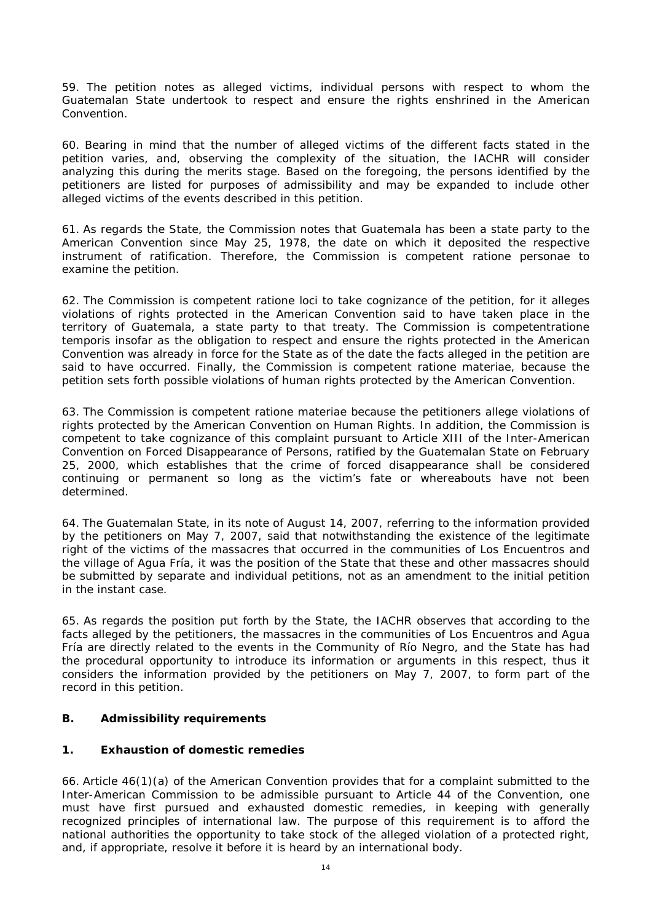59. The petition notes as alleged victims, individual persons with respect to whom the Guatemalan State undertook to respect and ensure the rights enshrined in the American Convention.

60. Bearing in mind that the number of alleged victims of the different facts stated in the petition varies, and, observing the complexity of the situation, the IACHR will consider analyzing this during the merits stage. Based on the foregoing, the persons identified by the petitioners are listed for purposes of admissibility and may be expanded to include other alleged victims of the events described in this petition.

61. As regards the State, the Commission notes that Guatemala has been a state party to the American Convention since May 25, 1978, the date on which it deposited the respective instrument of ratification. Therefore, the Commission is competent ratione personae to examine the petition.

62. The Commission is competent ratione loci to take cognizance of the petition, for it alleges violations of rights protected in the American Convention said to have taken place in the territory of Guatemala, a state party to that treaty. The Commission is competentratione temporis insofar as the obligation to respect and ensure the rights protected in the American Convention was already in force for the State as of the date the facts alleged in the petition are said to have occurred. Finally, the Commission is competent ratione materiae, because the petition sets forth possible violations of human rights protected by the American Convention.

63. The Commission is competent ratione materiae because the petitioners allege violations of rights protected by the American Convention on Human Rights. In addition, the Commission is competent to take cognizance of this complaint pursuant to Article XIII of the Inter-American Convention on Forced Disappearance of Persons, ratified by the Guatemalan State on February 25, 2000, which establishes that the crime of forced disappearance shall be considered continuing or permanent so long as the victim's fate or whereabouts have not been determined.

64. The Guatemalan State, in its note of August 14, 2007, referring to the information provided by the petitioners on May 7, 2007, said that notwithstanding the existence of the legitimate right of the victims of the massacres that occurred in the communities of Los Encuentros and the village of Agua Fría, it was the position of the State that these and other massacres should be submitted by separate and individual petitions, not as an amendment to the initial petition in the instant case.

65. As regards the position put forth by the State, the IACHR observes that according to the facts alleged by the petitioners, the massacres in the communities of Los Encuentros and Agua Fría are directly related to the events in the Community of Río Negro, and the State has had the procedural opportunity to introduce its information or arguments in this respect, thus it considers the information provided by the petitioners on May 7, 2007, to form part of the record in this petition.

### B. Admissibility requirements

#### 1. Exhaustion of domestic remedies

66. Article 46(1)(a) of the American Convention provides that for a complaint submitted to the Inter-American Commission to be admissible pursuant to Article 44 of the Convention, one must have first pursued and exhausted domestic remedies, in keeping with generally recognized principles of international law. The purpose of this requirement is to afford the national authorities the opportunity to take stock of the alleged violation of a protected right, and, if appropriate, resolve it before it is heard by an international body.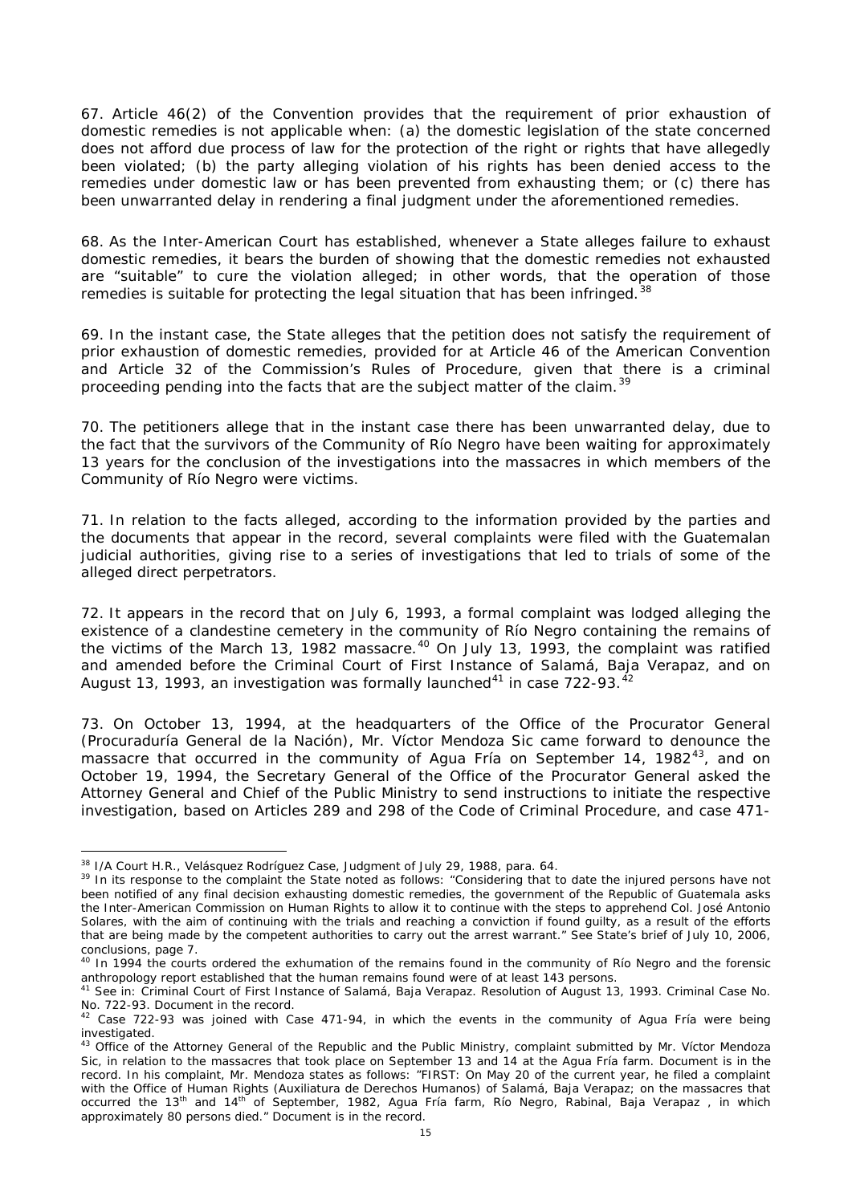67. Article 46(2) of the Convention provides that the requirement of prior exhaustion of domestic remedies is not applicable when: (a) the domestic legislation of the state concerned does not afford due process of law for the protection of the right or rights that have allegedly been violated; (b) the party alleging violation of his rights has been denied access to the remedies under domestic law or has been prevented from exhausting them; or (c) there has been unwarranted delay in rendering a final judgment under the aforementioned remedies.

68. As the Inter-American Court has established, whenever a State alleges failure to exhaust domestic remedies, it bears the burden of showing that the domestic remedies not exhausted are "suitable" to cure the violation alleged; in other words, that the operation of those remedies is suitable for protecting the legal situation that has been infringed.[38]

69. In the instant case, the State alleges that the petition does not satisfy the requirement of prior exhaustion of domestic remedies, provided for at Article 46 of the American Convention and Article 32 of the Commission's Rules of Procedure, given that there is a criminal proceeding pending into the facts that are the subject matter of the claim.[39]

70. The petitioners allege that in the instant case there has been unwarranted delay, due to the fact that the survivors of the Community of Río Negro have been waiting for approximately 13 years for the conclusion of the investigations into the massacres in which members of the Community of Río Negro were victims.

71. In relation to the facts alleged, according to the information provided by the parties and the documents that appear in the record, several complaints were filed with the Guatemalan judicial authorities, giving rise to a series of investigations that led to trials of some of the alleged direct perpetrators.

72. It appears in the record that on July 6, 1993, a formal complaint was lodged alleging the existence of a clandestine cemetery in the community of Río Negro containing the remains of the victims of the March 13, 1982 massacre.[40] On July 13, 1993, the complaint was ratified and amended before the Criminal Court of First Instance of Salamá, Baja Verapaz, and on August 13, 1993, an investigation was formally launched[41] in case 722-93.[42]

73. On October 13, 1994, at the headquarters of the Office of the Procurator General (*Procuraduría General de la Nación*), Mr. Víctor Mendoza Sic came forward to denounce the massacre that occurred in the community of Agua Fría on September 14, 1982[43], and on October 19, 1994, the Secretary General of the Office of the Procurator General asked the Attorney General and Chief of the Public Ministry to send instructions to initiate the respective investigation, based on Articles 289 and 298 of the Code of Criminal Procedure, and case 471-

---

[38] I/A Court H.R., *Velásquez Rodríguez Case*, Judgment of July 29, 1988, para. 64.

[39] In its response to the complaint the State noted as follows: "Considering that to date the injured persons have not been notified of any final decision exhausting domestic remedies, the government of the Republic of Guatemala asks the Inter-American Commission on Human Rights to allow it to continue with the steps to apprehend Col. José Antonio Solares, with the aim of continuing with the trials and reaching a conviction if found guilty, as a result of the efforts that are being made by the competent authorities to carry out the arrest warrant." See State's brief of July 10, 2006, conclusions, page 7.

[40] In 1994 the courts ordered the exhumation of the remains found in the community of Río Negro and the forensic anthropology report established that the human remains found were of at least 143 persons.

[41] See in: Criminal Court of First Instance of Salamá, Baja Verapaz. Resolution of August 13, 1993. Criminal Case No. No. 722-93. Document in the record.

[42] Case 722-93 was joined with Case 471-94, in which the events in the community of Agua Fría were being investigated.

[43] Office of the Attorney General of the Republic and the Public Ministry, complaint submitted by Mr. Víctor Mendoza Sic, in relation to the massacres that took place on September 13 and 14 at the Agua Fría farm. Document is in the record. In his complaint, Mr. Mendoza states as follows: "FIRST: On May 20 of the current year, he filed a complaint with the Office of Human Rights (Auxiliatura de Derechos Humanos) of Salamá, Baja Verapaz; on the massacres that occurred the 13th and 14th of September, 1982, Agua Fría farm, Río Negro, Rabinal, Baja Verapaz , in which approximately 80 persons died." Document is in the record.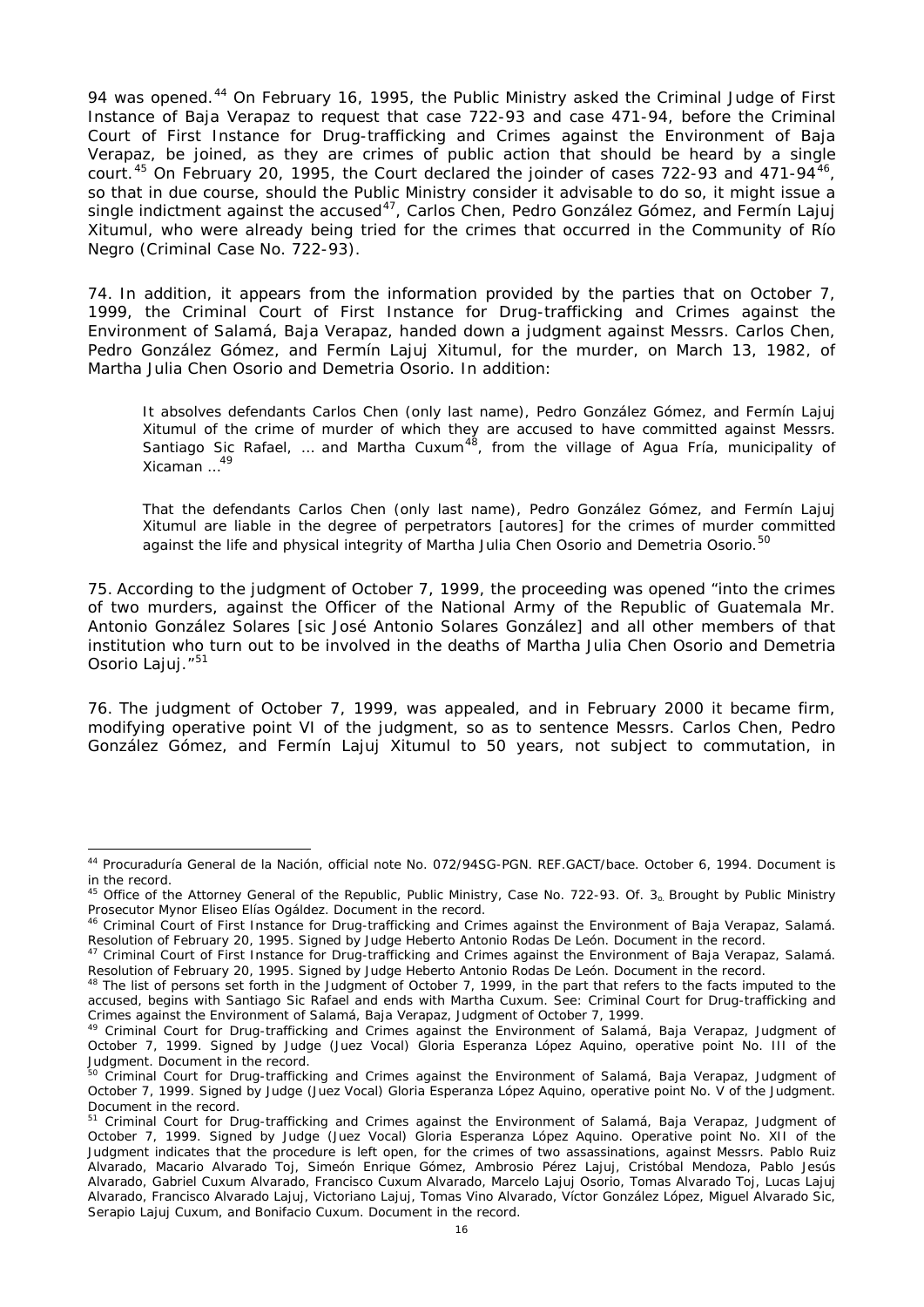94 was opened.[44] On February 16, 1995, the Public Ministry asked the Criminal Judge of First Instance of Baja Verapaz to request that case 722-93 and case 471-94, before the Criminal Court of First Instance for Drug-trafficking and Crimes against the Environment of Baja Verapaz, be joined, as they are crimes of public action that should be heard by a single court.[45] On February 20, 1995, the Court declared the joinder of cases 722-93 and 471-94[46], so that in due course, should the Public Ministry consider it advisable to do so, it might issue a single indictment against the accused[47], Carlos Chen, Pedro González Gómez, and Fermín Lajuj Xitumul, who were already being tried for the crimes that occurred in the Community of Río Negro (Criminal Case No. 722-93).

74. In addition, it appears from the information provided by the parties that on October 7, 1999, the Criminal Court of First Instance for Drug-trafficking and Crimes against the Environment of Salamá, Baja Verapaz, handed down a judgment against Messrs. Carlos Chen, Pedro González Gómez, and Fermín Lajuj Xitumul, for the murder, on March 13, 1982, of Martha Julia Chen Osorio and Demetria Osorio. In addition:

> It absolves defendants Carlos Chen (only last name), Pedro González Gómez, and Fermín Lajuj Xitumul of the crime of murder of which they are accused to have committed against Messrs. Santiago Sic Rafael, … and Martha Cuxum[48], from the village of Agua Fría, municipality of Xicaman …[49]
>
> That the defendants Carlos Chen (only last name), Pedro González Gómez, and Fermín Lajuj Xitumul are liable in the degree of perpetrators [autores] for the crimes of murder committed against the life and physical integrity of Martha Julia Chen Osorio and Demetria Osorio.[50]

75. According to the judgment of October 7, 1999, the proceeding was opened "into the crimes of two murders, against the Officer of the National Army of the Republic of Guatemala Mr. Antonio González Solares [sic José Antonio Solares González] and all other members of that institution who turn out to be involved in the deaths of Martha Julia Chen Osorio and Demetria Osorio Lajuj."[51]

76. The judgment of October 7, 1999, was appealed, and in February 2000 it became firm, modifying operative point VI of the judgment, so as to sentence Messrs. Carlos Chen, Pedro González Gómez, and Fermín Lajuj Xitumul to 50 years, not subject to commutation, in

---

[44] Procuraduría General de la Nación, official note No. 072/94SG-PGN. REF.GACT/bace. October 6, 1994. Document is in the record.

[45] Office of the Attorney General of the Republic, Public Ministry, Case No. 722-93. Of. 3o. Brought by Public Ministry Prosecutor Mynor Eliseo Elías Ogáldez. Document in the record.

[46] Criminal Court of First Instance for Drug-trafficking and Crimes against the Environment of Baja Verapaz, Salamá. Resolution of February 20, 1995. Signed by Judge Heberto Antonio Rodas De León. Document in the record.

[47] Criminal Court of First Instance for Drug-trafficking and Crimes against the Environment of Baja Verapaz, Salamá. Resolution of February 20, 1995. Signed by Judge Heberto Antonio Rodas De León. Document in the record.

[48] The list of persons set forth in the Judgment of October 7, 1999, in the part that refers to the facts imputed to the accused, begins with Santiago Sic Rafael and ends with Martha Cuxum. See: Criminal Court for Drug-trafficking and Crimes against the Environment of Salamá, Baja Verapaz, Judgment of October 7, 1999.

[49] Criminal Court for Drug-trafficking and Crimes against the Environment of Salamá, Baja Verapaz, Judgment of October 7, 1999. Signed by Judge (Juez Vocal) Gloria Esperanza López Aquino, operative point No. III of the Judgment. Document in the record.

[50] Criminal Court for Drug-trafficking and Crimes against the Environment of Salamá, Baja Verapaz, Judgment of October 7, 1999. Signed by Judge (Juez Vocal) Gloria Esperanza López Aquino, operative point No. V of the Judgment. Document in the record.

[51] Criminal Court for Drug-trafficking and Crimes against the Environment of Salamá, Baja Verapaz, Judgment of October 7, 1999. Signed by Judge (Juez Vocal) Gloria Esperanza López Aquino. Operative point No. XII of the Judgment indicates that the procedure is left open, for the crimes of two assassinations, against Messrs. Pablo Ruiz Alvarado, Macario Alvarado Toj, Simeón Enrique Gómez, Ambrosio Pérez Lajuj, Cristóbal Mendoza, Pablo Jesús Alvarado, Gabriel Cuxum Alvarado, Francisco Cuxum Alvarado, Marcelo Lajuj Osorio, Tomas Alvarado Toj, Lucas Lajuj Alvarado, Francisco Alvarado Lajuj, Victoriano Lajuj, Tomas Vino Alvarado, Víctor González López, Miguel Alvarado Sic, Serapio Lajuj Cuxum, and Bonifacio Cuxum. Document in the record.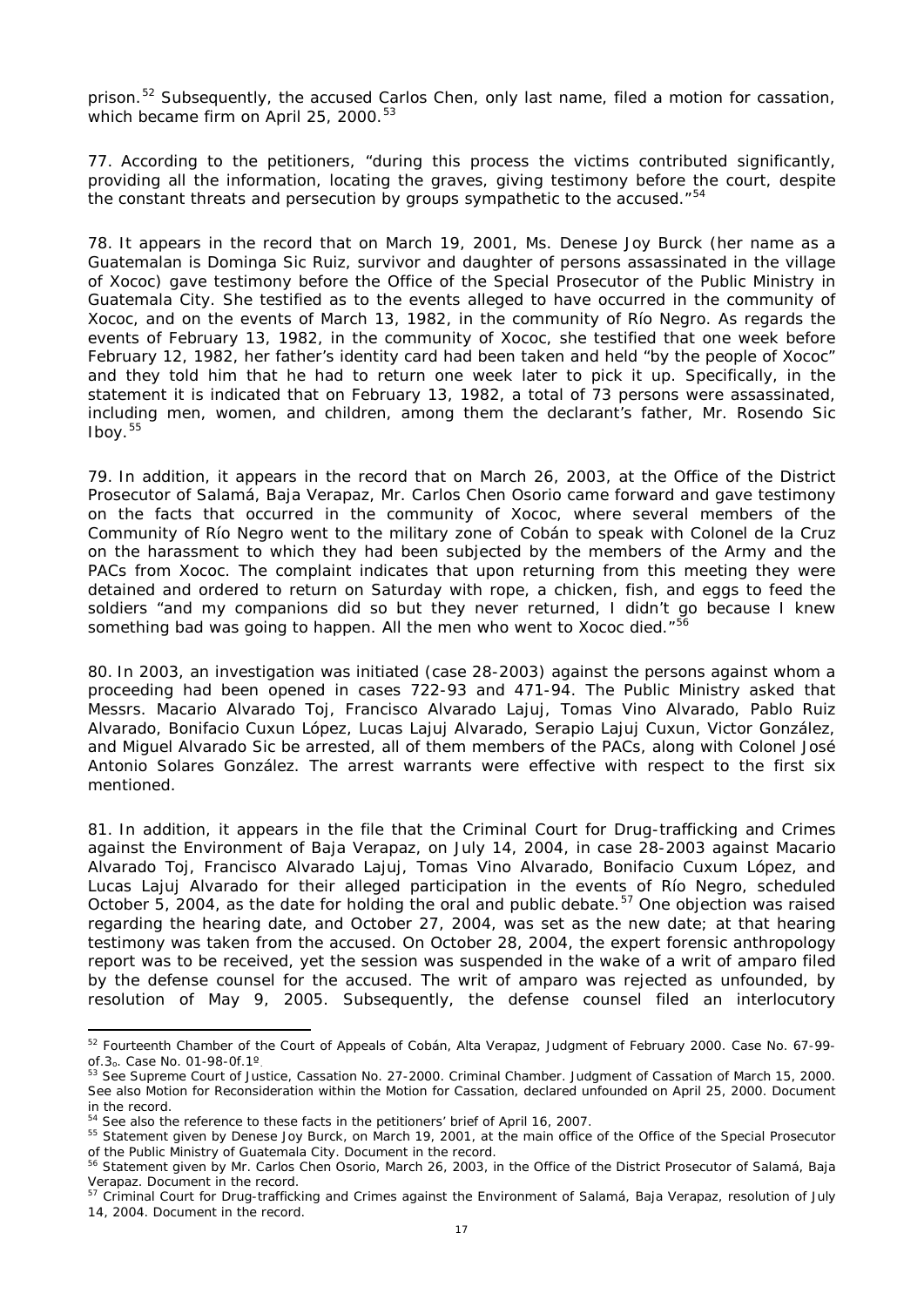prison.[52] Subsequently, the accused Carlos Chen, only last name, filed a motion for cassation, which became firm on April 25, 2000.[53]

77. According to the petitioners, "during this process the victims contributed significantly, providing all the information, locating the graves, giving testimony before the court, despite the constant threats and persecution by groups sympathetic to the accused."[54]

78. It appears in the record that on March 19, 2001, Ms. Denese Joy Burck (her name as a Guatemalan is Dominga Sic Ruiz, survivor and daughter of persons assassinated in the village of Xococ) gave testimony before the Office of the Special Prosecutor of the Public Ministry in Guatemala City. She testified as to the events alleged to have occurred in the community of Xococ, and on the events of March 13, 1982, in the community of Río Negro. As regards the events of February 13, 1982, in the community of Xococ, she testified that one week before February 12, 1982, her father's identity card had been taken and held "by the people of Xococ" and they told him that he had to return one week later to pick it up. Specifically, in the statement it is indicated that on February 13, 1982, a total of 73 persons were assassinated, including men, women, and children, among them the declarant's father, Mr. Rosendo Sic Iboy.[55]

79. In addition, it appears in the record that on March 26, 2003, at the Office of the District Prosecutor of Salamá, Baja Verapaz, Mr. Carlos Chen Osorio came forward and gave testimony on the facts that occurred in the community of Xococ, where several members of the Community of Río Negro went to the military zone of Cobán to speak with Colonel de la Cruz on the harassment to which they had been subjected by the members of the Army and the PACs from Xococ. The complaint indicates that upon returning from this meeting they were detained and ordered to return on Saturday with rope, a chicken, fish, and eggs to feed the soldiers "and my companions did so but they never returned, I didn't go because I knew something bad was going to happen. All the men who went to Xococ died."[56]

80. In 2003, an investigation was initiated (case 28-2003) against the persons against whom a proceeding had been opened in cases 722-93 and 471-94. The Public Ministry asked that Messrs. Macario Alvarado Toj, Francisco Alvarado Lajuj, Tomas Vino Alvarado, Pablo Ruiz Alvarado, Bonifacio Cuxun López, Lucas Lajuj Alvarado, Serapio Lajuj Cuxun, Victor González, and Miguel Alvarado Sic be arrested, all of them members of the PACs, along with Colonel José Antonio Solares González. The arrest warrants were effective with respect to the first six mentioned.

81. In addition, it appears in the file that the Criminal Court for Drug-trafficking and Crimes against the Environment of Baja Verapaz, on July 14, 2004, in case 28-2003 against Macario Alvarado Toj, Francisco Alvarado Lajuj, Tomas Vino Alvarado, Bonifacio Cuxum López, and Lucas Lajuj Alvarado for their alleged participation in the events of Río Negro, scheduled October 5, 2004, as the date for holding the oral and public debate.[57] One objection was raised regarding the hearing date, and October 27, 2004, was set as the new date; at that hearing testimony was taken from the accused. On October 28, 2004, the expert forensic anthropology report was to be received, yet the session was suspended in the wake of a writ of amparo filed by the defense counsel for the accused. The writ of amparo was rejected as unfounded, by resolution of May 9, 2005. Subsequently, the defense counsel filed an interlocutory

---

[52] Fourteenth Chamber of the Court of Appeals of Cobán, Alta Verapaz, Judgment of February 2000. Case No. 67-99-of.3º. Case No. 01-98-0f.1º.

[53] See Supreme Court of Justice, Cassation No. 27-2000. Criminal Chamber. Judgment of Cassation of March 15, 2000. See also Motion for Reconsideration within the Motion for Cassation, declared unfounded on April 25, 2000. Document in the record.

[54] See also the reference to these facts in the petitioners' brief of April 16, 2007.

[55] Statement given by Denese Joy Burck, on March 19, 2001, at the main office of the Office of the Special Prosecutor of the Public Ministry of Guatemala City. Document in the record.

[56] Statement given by Mr. Carlos Chen Osorio, March 26, 2003, in the Office of the District Prosecutor of Salamá, Baja Verapaz. Document in the record.

[57] Criminal Court for Drug-trafficking and Crimes against the Environment of Salamá, Baja Verapaz, resolution of July 14, 2004. Document in the record.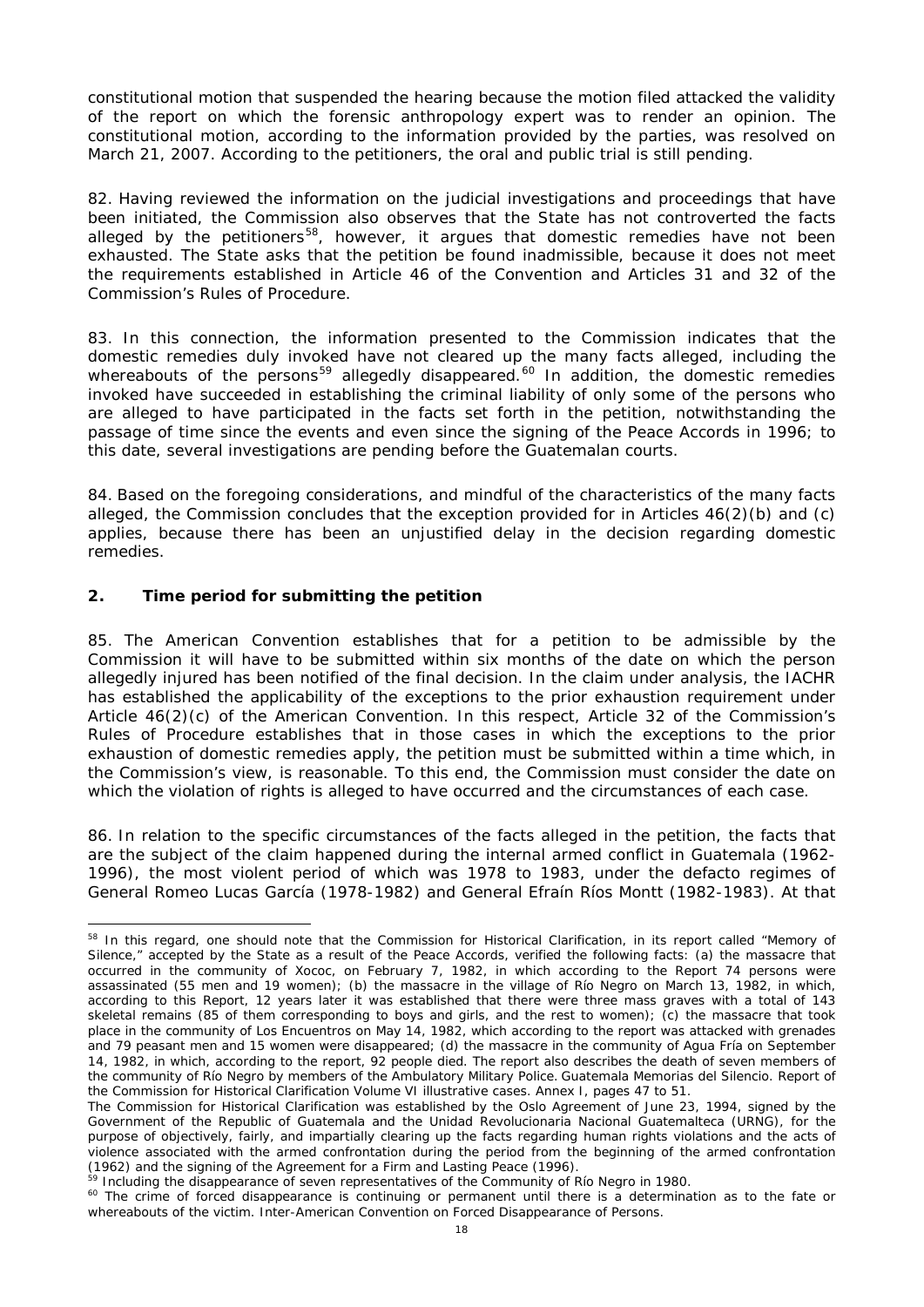constitutional motion that suspended the hearing because the motion filed attacked the validity of the report on which the forensic anthropology expert was to render an opinion. The constitutional motion, according to the information provided by the parties, was resolved on March 21, 2007. According to the petitioners, the oral and public trial is still pending.

82. Having reviewed the information on the judicial investigations and proceedings that have been initiated, the Commission also observes that the State has not controverted the facts alleged by the petitioners[58], however, it argues that domestic remedies have not been exhausted. The State asks that the petition be found inadmissible, because it does not meet the requirements established in Article 46 of the Convention and Articles 31 and 32 of the Commission's Rules of Procedure.

83. In this connection, the information presented to the Commission indicates that the domestic remedies duly invoked have not cleared up the many facts alleged, including the whereabouts of the persons[59] allegedly disappeared.[60] In addition, the domestic remedies invoked have succeeded in establishing the criminal liability of only some of the persons who are alleged to have participated in the facts set forth in the petition, notwithstanding the passage of time since the events and even since the signing of the Peace Accords in 1996; to this date, several investigations are pending before the Guatemalan courts.

84. Based on the foregoing considerations, and mindful of the characteristics of the many facts alleged, the Commission concludes that the exception provided for in Articles 46(2)(b) and (c) applies, because there has been an unjustified delay in the decision regarding domestic remedies.

**2. Time period for submitting the petition**

85. The American Convention establishes that for a petition to be admissible by the Commission it will have to be submitted within six months of the date on which the person allegedly injured has been notified of the final decision. In the claim under analysis, the IACHR has established the applicability of the exceptions to the prior exhaustion requirement under Article 46(2)(c) of the American Convention. In this respect, Article 32 of the Commission's Rules of Procedure establishes that in those cases in which the exceptions to the prior exhaustion of domestic remedies apply, the petition must be submitted within a time which, in the Commission's view, is reasonable. To this end, the Commission must consider the date on which the violation of rights is alleged to have occurred and the circumstances of each case.

86. In relation to the specific circumstances of the facts alleged in the petition, the facts that are the subject of the claim happened during the internal armed conflict in Guatemala (1962-1996), the most violent period of which was 1978 to 1983, under the defacto regimes of General Romeo Lucas García (1978-1982) and General Efraín Ríos Montt (1982-1983). At that

---

[58] In this regard, one should note that the Commission for Historical Clarification, in its report called "Memory of Silence," accepted by the State as a result of the Peace Accords, verified the following facts: (a) the massacre that occurred in the community of Xococ, on February 7, 1982, in which according to the Report 74 persons were assassinated (55 men and 19 women); (b) the massacre in the village of Río Negro on March 13, 1982, in which, according to this Report, 12 years later it was established that there were three mass graves with a total of 143 skeletal remains (85 of them corresponding to boys and girls, and the rest to women); (c) the massacre that took place in the community of Los Encuentros on May 14, 1982, which according to the report was attacked with grenades and 79 peasant men and 15 women were disappeared; (d) the massacre in the community of Agua Fría on September 14, 1982, in which, according to the report, 92 people died. The report also describes the death of seven members of the community of Río Negro by members of the Ambulatory Military Police. Guatemala Memorias del Silencio. Report of the Commission for Historical Clarification Volume VI illustrative cases. Annex I, pages 47 to 51.

The Commission for Historical Clarification was established by the Oslo Agreement of June 23, 1994, signed by the Government of the Republic of Guatemala and the Unidad Revolucionaria Nacional Guatemalteca (URNG), for the purpose of objectively, fairly, and impartially clearing up the facts regarding human rights violations and the acts of violence associated with the armed confrontation during the period from the beginning of the armed confrontation (1962) and the signing of the Agreement for a Firm and Lasting Peace (1996).

[59] Including the disappearance of seven representatives of the Community of Río Negro in 1980.

[60] The crime of forced disappearance is continuing or permanent until there is a determination as to the fate or whereabouts of the victim. Inter-American Convention on Forced Disappearance of Persons.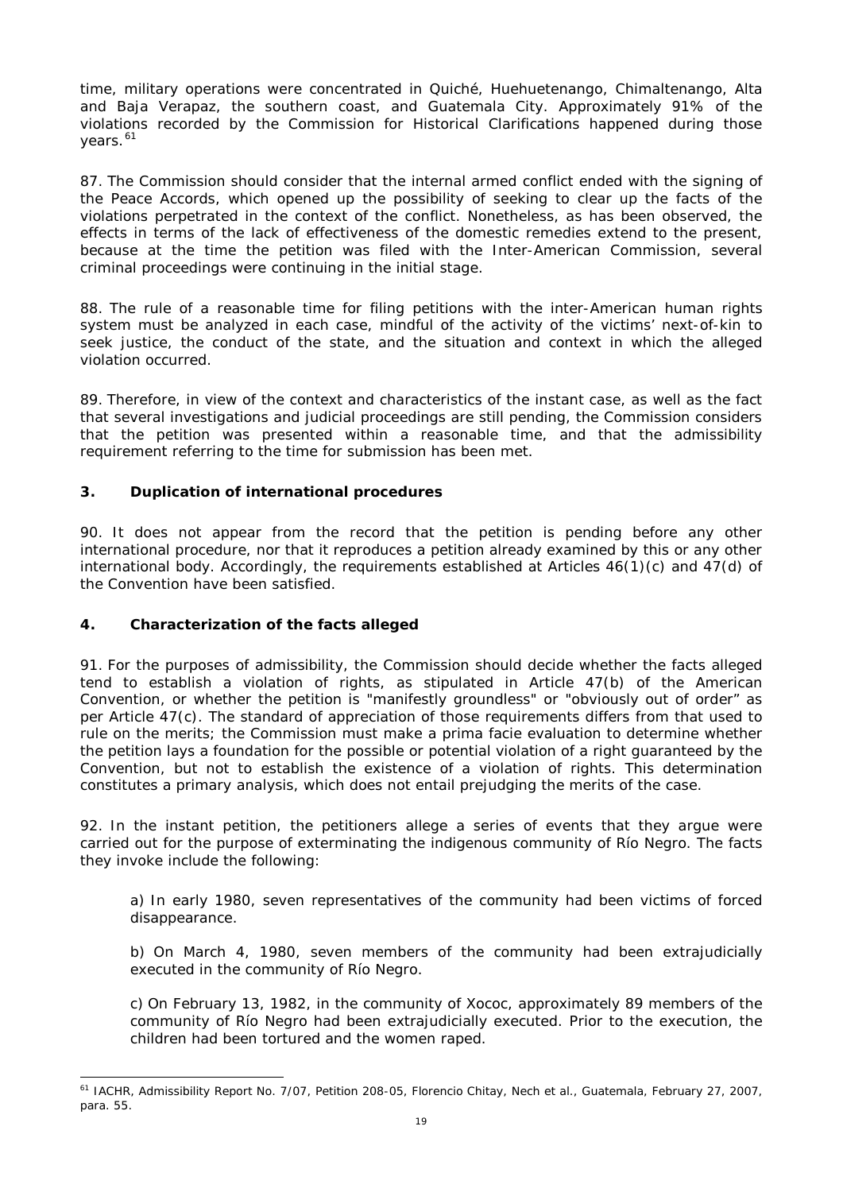time, military operations were concentrated in Quiché, Huehuetenango, Chimaltenango, Alta and Baja Verapaz, the southern coast, and Guatemala City. Approximately 91% of the violations recorded by the Commission for Historical Clarifications happened during those years.[61]

87. The Commission should consider that the internal armed conflict ended with the signing of the Peace Accords, which opened up the possibility of seeking to clear up the facts of the violations perpetrated in the context of the conflict. Nonetheless, as has been observed, the effects in terms of the lack of effectiveness of the domestic remedies extend to the present, because at the time the petition was filed with the Inter-American Commission, several criminal proceedings were continuing in the initial stage.

88. The rule of a reasonable time for filing petitions with the inter-American human rights system must be analyzed in each case, mindful of the activity of the victims' next-of-kin to seek justice, the conduct of the state, and the situation and context in which the alleged violation occurred.

89. Therefore, in view of the context and characteristics of the instant case, as well as the fact that several investigations and judicial proceedings are still pending, the Commission considers that the petition was presented within a reasonable time, and that the admissibility requirement referring to the time for submission has been met.

### 3. Duplication of international procedures

90. It does not appear from the record that the petition is pending before any other international procedure, nor that it reproduces a petition already examined by this or any other international body. Accordingly, the requirements established at Articles 46(1)(c) and 47(d) of the Convention have been satisfied.

### 4. Characterization of the facts alleged

91. For the purposes of admissibility, the Commission should decide whether the facts alleged tend to establish a violation of rights, as stipulated in Article 47(b) of the American Convention, or whether the petition is "manifestly groundless" or "obviously out of order" as per Article 47(c). The standard of appreciation of those requirements differs from that used to rule on the merits; the Commission must make a prima facie evaluation to determine whether the petition lays a foundation for the possible or potential violation of a right guaranteed by the Convention, but not to establish the existence of a violation of rights. This determination constitutes a primary analysis, which does not entail prejudging the merits of the case.

92. In the instant petition, the petitioners allege a series of events that they argue were carried out for the purpose of exterminating the indigenous community of Río Negro. The facts they invoke include the following:

> a) In early 1980, seven representatives of the community had been victims of forced disappearance.
>
> b) On March 4, 1980, seven members of the community had been extrajudicially executed in the community of Río Negro.
>
> c) On February 13, 1982, in the community of Xococ, approximately 89 members of the community of Río Negro had been extrajudicially executed. Prior to the execution, the children had been tortured and the women raped.

---

[61] IACHR, Admissibility Report No. 7/07, Petition 208-05, Florencio Chitay, Nech et al., Guatemala, February 27, 2007, para. 55.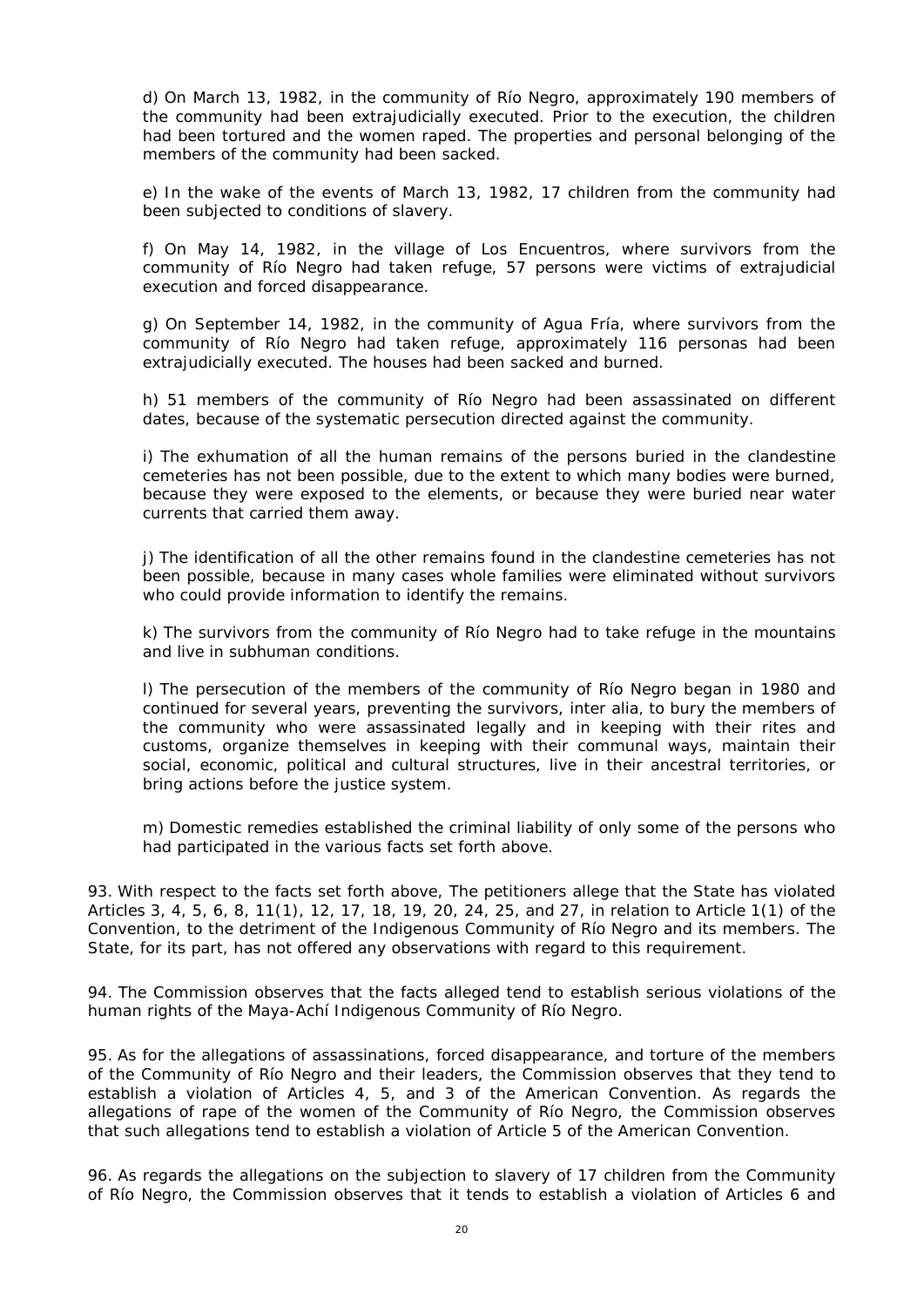d) On March 13, 1982, in the community of Río Negro, approximately 190 members of the community had been extrajudicially executed. Prior to the execution, the children had been tortured and the women raped. The properties and personal belonging of the members of the community had been sacked.

e) In the wake of the events of March 13, 1982, 17 children from the community had been subjected to conditions of slavery.

f) On May 14, 1982, in the village of Los Encuentros, where survivors from the community of Río Negro had taken refuge, 57 persons were victims of extrajudicial execution and forced disappearance.

g) On September 14, 1982, in the community of Agua Fría, where survivors from the community of Río Negro had taken refuge, approximately 116 personas had been extrajudicially executed. The houses had been sacked and burned.

h) 51 members of the community of Río Negro had been assassinated on different dates, because of the systematic persecution directed against the community.

i) The exhumation of all the human remains of the persons buried in the clandestine cemeteries has not been possible, due to the extent to which many bodies were burned, because they were exposed to the elements, or because they were buried near water currents that carried them away.

j) The identification of all the other remains found in the clandestine cemeteries has not been possible, because in many cases whole families were eliminated without survivors who could provide information to identify the remains.

k) The survivors from the community of Río Negro had to take refuge in the mountains and live in subhuman conditions.

l) The persecution of the members of the community of Río Negro began in 1980 and continued for several years, preventing the survivors, inter alia, to bury the members of the community who were assassinated legally and in keeping with their rites and customs, organize themselves in keeping with their communal ways, maintain their social, economic, political and cultural structures, live in their ancestral territories, or bring actions before the justice system.

m) Domestic remedies established the criminal liability of only some of the persons who had participated in the various facts set forth above.

93. With respect to the facts set forth above, The petitioners allege that the State has violated Articles 3, 4, 5, 6, 8, 11(1), 12, 17, 18, 19, 20, 24, 25, and 27, in relation to Article 1(1) of the Convention, to the detriment of the Indigenous Community of Río Negro and its members. The State, for its part, has not offered any observations with regard to this requirement.

94. The Commission observes that the facts alleged tend to establish serious violations of the human rights of the Maya-Achí Indigenous Community of Río Negro.

95. As for the allegations of assassinations, forced disappearance, and torture of the members of the Community of Río Negro and their leaders, the Commission observes that they tend to establish a violation of Articles 4, 5, and 3 of the American Convention. As regards the allegations of rape of the women of the Community of Río Negro, the Commission observes that such allegations tend to establish a violation of Article 5 of the American Convention.

96. As regards the allegations on the subjection to slavery of 17 children from the Community of Río Negro, the Commission observes that it tends to establish a violation of Articles 6 and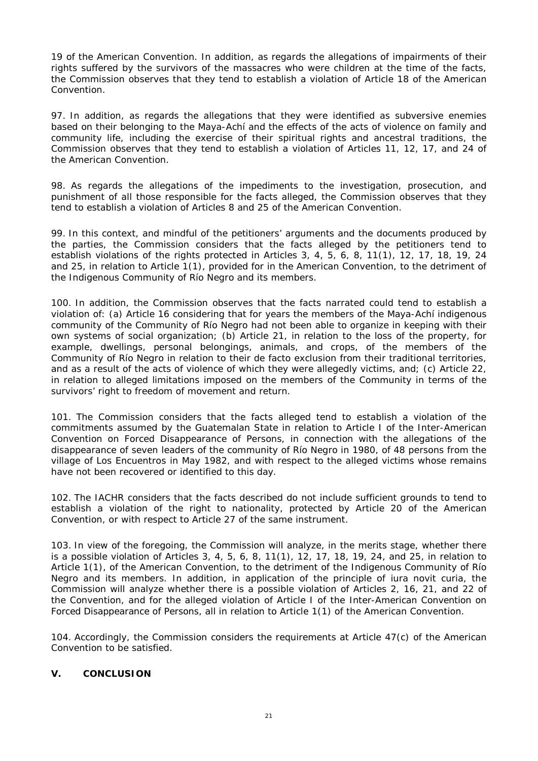19 of the American Convention. In addition, as regards the allegations of impairments of their rights suffered by the survivors of the massacres who were children at the time of the facts, the Commission observes that they tend to establish a violation of Article 18 of the American Convention.

97. In addition, as regards the allegations that they were identified as subversive enemies based on their belonging to the Maya-Achí and the effects of the acts of violence on family and community life, including the exercise of their spiritual rights and ancestral traditions, the Commission observes that they tend to establish a violation of Articles 11, 12, 17, and 24 of the American Convention.

98. As regards the allegations of the impediments to the investigation, prosecution, and punishment of all those responsible for the facts alleged, the Commission observes that they tend to establish a violation of Articles 8 and 25 of the American Convention.

99. In this context, and mindful of the petitioners' arguments and the documents produced by the parties, the Commission considers that the facts alleged by the petitioners tend to establish violations of the rights protected in Articles 3, 4, 5, 6, 8, 11(1), 12, 17, 18, 19, 24 and 25, in relation to Article 1(1), provided for in the American Convention, to the detriment of the Indigenous Community of Río Negro and its members.

100. In addition, the Commission observes that the facts narrated could tend to establish a violation of: (a) Article 16 considering that for years the members of the Maya-Achí indigenous community of the Community of Río Negro had not been able to organize in keeping with their own systems of social organization; (b) Article 21, in relation to the loss of the property, for example, dwellings, personal belongings, animals, and crops, of the members of the Community of Río Negro in relation to their de facto exclusion from their traditional territories, and as a result of the acts of violence of which they were allegedly victims, and; (c) Article 22, in relation to alleged limitations imposed on the members of the Community in terms of the survivors' right to freedom of movement and return.

101. The Commission considers that the facts alleged tend to establish a violation of the commitments assumed by the Guatemalan State in relation to Article I of the Inter-American Convention on Forced Disappearance of Persons, in connection with the allegations of the disappearance of seven leaders of the community of Río Negro in 1980, of 48 persons from the village of Los Encuentros in May 1982, and with respect to the alleged victims whose remains have not been recovered or identified to this day.

102. The IACHR considers that the facts described do not include sufficient grounds to tend to establish a violation of the right to nationality, protected by Article 20 of the American Convention, or with respect to Article 27 of the same instrument.

103. In view of the foregoing, the Commission will analyze, in the merits stage, whether there is a possible violation of Articles 3, 4, 5, 6, 8, 11(1), 12, 17, 18, 19, 24, and 25, in relation to Article 1(1), of the American Convention, to the detriment of the Indigenous Community of Río Negro and its members. In addition, in application of the principle of iura novit curia, the Commission will analyze whether there is a possible violation of Articles 2, 16, 21, and 22 of the Convention, and for the alleged violation of Article I of the Inter-American Convention on Forced Disappearance of Persons, all in relation to Article 1(1) of the American Convention.

104. Accordingly, the Commission considers the requirements at Article 47(c) of the American Convention to be satisfied.

## V. CONCLUSION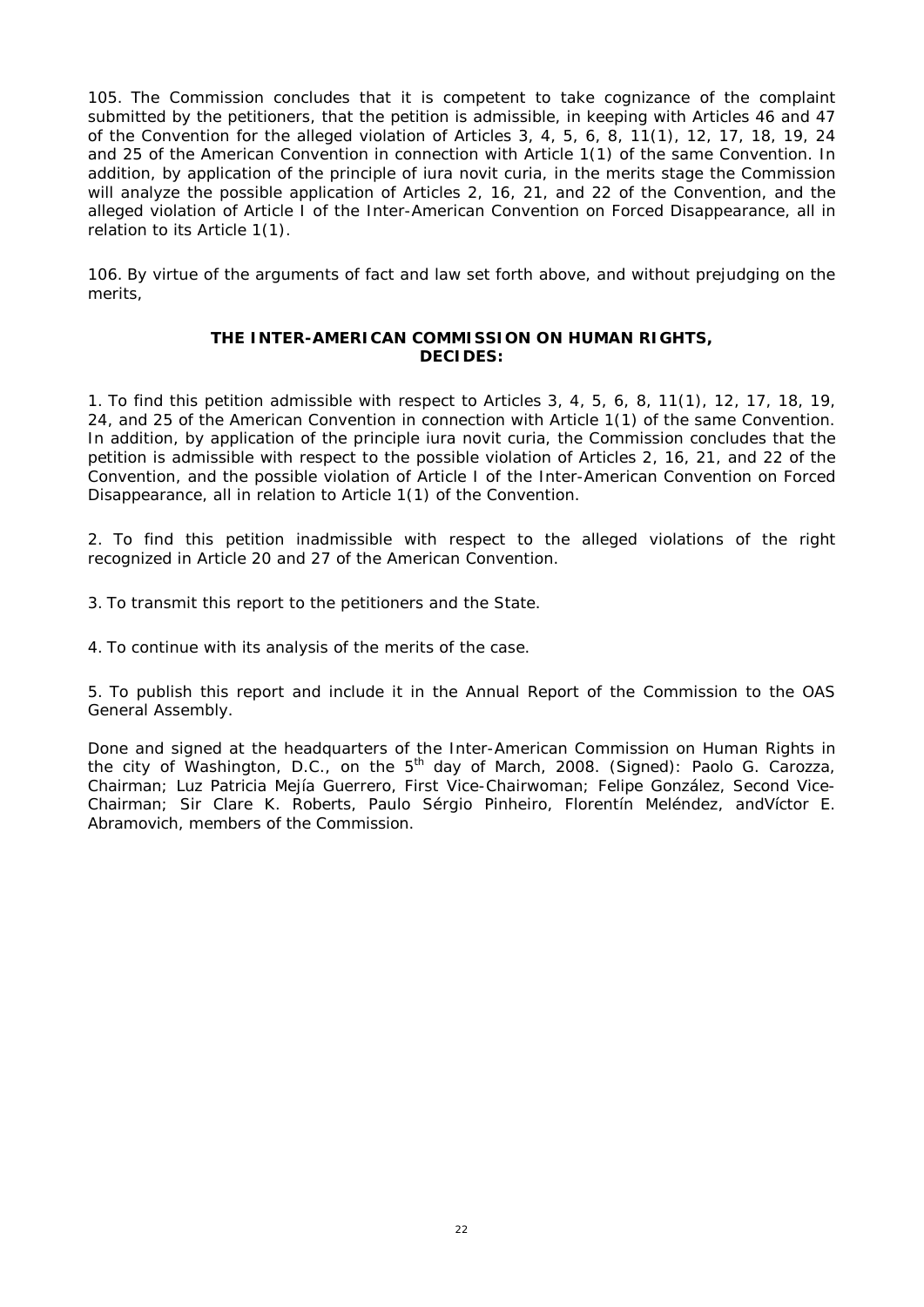105. The Commission concludes that it is competent to take cognizance of the complaint submitted by the petitioners, that the petition is admissible, in keeping with Articles 46 and 47 of the Convention for the alleged violation of Articles 3, 4, 5, 6, 8, 11(1), 12, 17, 18, 19, 24 and 25 of the American Convention in connection with Article 1(1) of the same Convention. In addition, by application of the principle of iura novit curia, in the merits stage the Commission will analyze the possible application of Articles 2, 16, 21, and 22 of the Convention, and the alleged violation of Article I of the Inter-American Convention on Forced Disappearance, all in relation to its Article 1(1).

106. By virtue of the arguments of fact and law set forth above, and without prejudging on the merits,

**THE INTER-AMERICAN COMMISSION ON HUMAN RIGHTS,**
**DECIDES:**

1. To find this petition admissible with respect to Articles 3, 4, 5, 6, 8, 11(1), 12, 17, 18, 19, 24, and 25 of the American Convention in connection with Article 1(1) of the same Convention. In addition, by application of the principle iura novit curia, the Commission concludes that the petition is admissible with respect to the possible violation of Articles 2, 16, 21, and 22 of the Convention, and the possible violation of Article I of the Inter-American Convention on Forced Disappearance, all in relation to Article 1(1) of the Convention.

2. To find this petition inadmissible with respect to the alleged violations of the right recognized in Article 20 and 27 of the American Convention.

3. To transmit this report to the petitioners and the State.

4. To continue with its analysis of the merits of the case.

5. To publish this report and include it in the Annual Report of the Commission to the OAS General Assembly.

Done and signed at the headquarters of the Inter-American Commission on Human Rights in the city of Washington, D.C., on the 5th day of March, 2008. (Signed): Paolo G. Carozza, Chairman; Luz Patricia Mejía Guerrero, First Vice-Chairwoman; Felipe González, Second Vice-Chairman; Sir Clare K. Roberts, Paulo Sérgio Pinheiro, Florentín Meléndez, andVíctor E. Abramovich, members of the Commission.